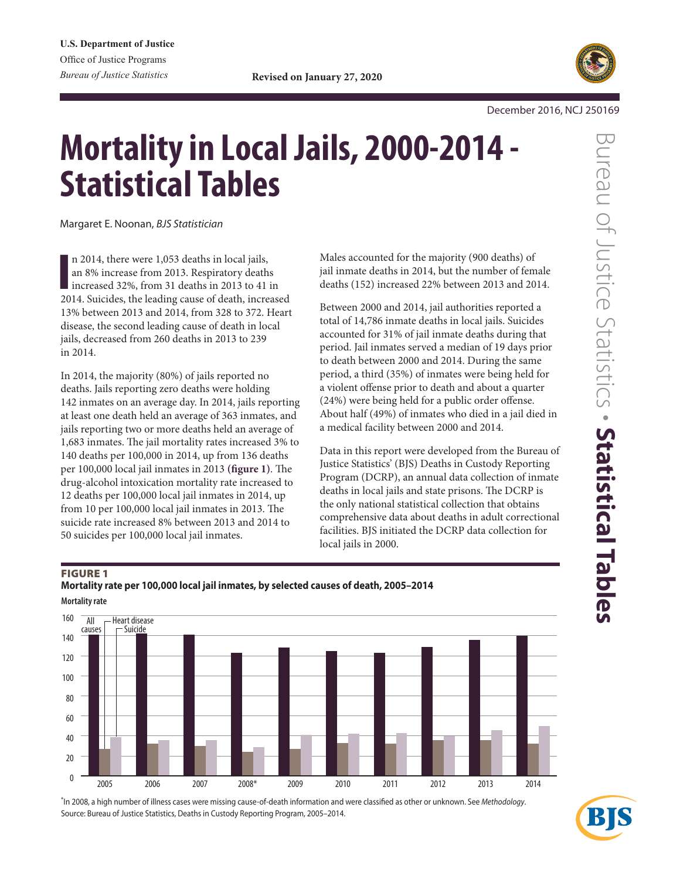U.S. Department of Justice
Office of Justice Programs
*Bureau of Justice Statistics*

**Revised on January 27, 2020**

December 2016, NCJ 250169

# Mortality in Local Jails, 2000-2014 - Statistical Tables

Margaret E. Noonan, *BJS Statistician*

In 2014, there were 1,053 deaths in local jails, an 8% increase from 2013. Respiratory deaths increased 32%, from 31 deaths in 2013 to 41 in 2014. Suicides, the leading cause of death, increased 13% between 2013 and 2014, from 328 to 372. Heart disease, the second leading cause of death in local jails, decreased from 260 deaths in 2013 to 239 in 2014.

In 2014, the majority (80%) of jails reported no deaths. Jails reporting zero deaths were holding 142 inmates on an average day. In 2014, jails reporting at least one death held an average of 363 inmates, and jails reporting two or more deaths held an average of 1,683 inmates. The jail mortality rates increased 3% to 140 deaths per 100,000 in 2014, up from 136 deaths per 100,000 local jail inmates in 2013 (**figure 1**). The drug-alcohol intoxication mortality rate increased to 12 deaths per 100,000 local jail inmates in 2014, up from 10 per 100,000 local jail inmates in 2013. The suicide rate increased 8% between 2013 and 2014 to 50 suicides per 100,000 local jail inmates.

Males accounted for the majority (900 deaths) of jail inmate deaths in 2014, but the number of female deaths (152) increased 22% between 2013 and 2014.

Between 2000 and 2014, jail authorities reported a total of 14,786 inmate deaths in local jails. Suicides accounted for 31% of jail inmate deaths during that period. Jail inmates served a median of 19 days prior to death between 2000 and 2014. During the same period, a third (35%) of inmates were being held for a violent offense prior to death and about a quarter (24%) were being held for a public order offense. About half (49%) of inmates who died in a jail died in a medical facility between 2000 and 2014.

Data in this report were developed from the Bureau of Justice Statistics' (BJS) Deaths in Custody Reporting Program (DCRP), an annual data collection of inmate deaths in local jails and state prisons. The DCRP is the only national statistical collection that obtains comprehensive data about deaths in adult correctional facilities. BJS initiated the DCRP data collection for local jails in 2000.

**FIGURE 1**
**Mortality rate per 100,000 local jail inmates, by selected causes of death, 2005–2014**

[Bar chart: Mortality rate (y-axis 0–160) for All causes, Heart disease, and Suicide, years 2005, 2006, 2007, 2008*, 2009, 2010, 2011, 2012, 2013, 2014]

*In 2008, a high number of illness cases were missing cause-of-death information and were classified as other or unknown. See *Methodology*.
Source: Bureau of Justice Statistics, Deaths in Custody Reporting Program, 2005–2014.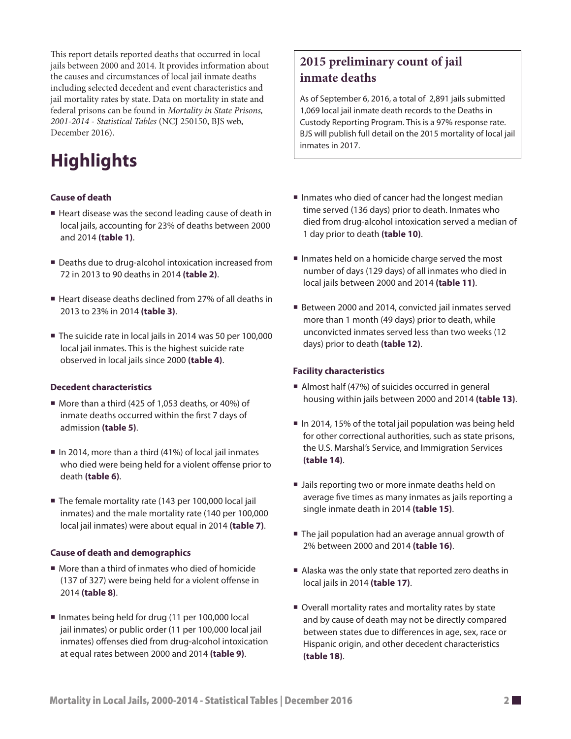This report details reported deaths that occurred in local jails between 2000 and 2014. It provides information about the causes and circumstances of local jail inmate deaths including selected decedent and event characteristics and jail mortality rates by state. Data on mortality in state and federal prisons can be found in *Mortality in State Prisons, 2001-2014 - Statistical Tables* (NCJ 250150, BJS web, December 2016).

## 2015 preliminary count of jail inmate deaths

As of September 6, 2016, a total of 2,891 jails submitted 1,069 local jail inmate death records to the Deaths in Custody Reporting Program. This is a 97% response rate. BJS will publish full detail on the 2015 mortality of local jail inmates in 2017.

# Highlights

### Cause of death

- Heart disease was the second leading cause of death in local jails, accounting for 23% of deaths between 2000 and 2014 **(table 1)**.
- Deaths due to drug-alcohol intoxication increased from 72 in 2013 to 90 deaths in 2014 **(table 2)**.
- Heart disease deaths declined from 27% of all deaths in 2013 to 23% in 2014 **(table 3)**.
- The suicide rate in local jails in 2014 was 50 per 100,000 local jail inmates. This is the highest suicide rate observed in local jails since 2000 **(table 4)**.

### Decedent characteristics

- More than a third (425 of 1,053 deaths, or 40%) of inmate deaths occurred within the first 7 days of admission **(table 5)**.
- In 2014, more than a third (41%) of local jail inmates who died were being held for a violent offense prior to death **(table 6)**.
- The female mortality rate (143 per 100,000 local jail inmates) and the male mortality rate (140 per 100,000 local jail inmates) were about equal in 2014 **(table 7)**.

### Cause of death and demographics

- More than a third of inmates who died of homicide (137 of 327) were being held for a violent offense in 2014 **(table 8)**.
- Inmates being held for drug (11 per 100,000 local jail inmates) or public order (11 per 100,000 local jail inmates) offenses died from drug-alcohol intoxication at equal rates between 2000 and 2014 **(table 9)**.
- Inmates who died of cancer had the longest median time served (136 days) prior to death. Inmates who died from drug-alcohol intoxication served a median of 1 day prior to death **(table 10)**.
- Inmates held on a homicide charge served the most number of days (129 days) of all inmates who died in local jails between 2000 and 2014 **(table 11)**.
- Between 2000 and 2014, convicted jail inmates served more than 1 month (49 days) prior to death, while unconvicted inmates served less than two weeks (12 days) prior to death **(table 12)**.

### Facility characteristics

- Almost half (47%) of suicides occurred in general housing within jails between 2000 and 2014 **(table 13)**.
- In 2014, 15% of the total jail population was being held for other correctional authorities, such as state prisons, the U.S. Marshal's Service, and Immigration Services **(table 14)**.
- Jails reporting two or more inmate deaths held on average five times as many inmates as jails reporting a single inmate death in 2014 **(table 15)**.
- The jail population had an average annual growth of 2% between 2000 and 2014 **(table 16)**.
- Alaska was the only state that reported zero deaths in local jails in 2014 **(table 17)**.
- Overall mortality rates and mortality rates by state and by cause of death may not be directly compared between states due to differences in age, sex, race or Hispanic origin, and other decedent characteristics **(table 18)**.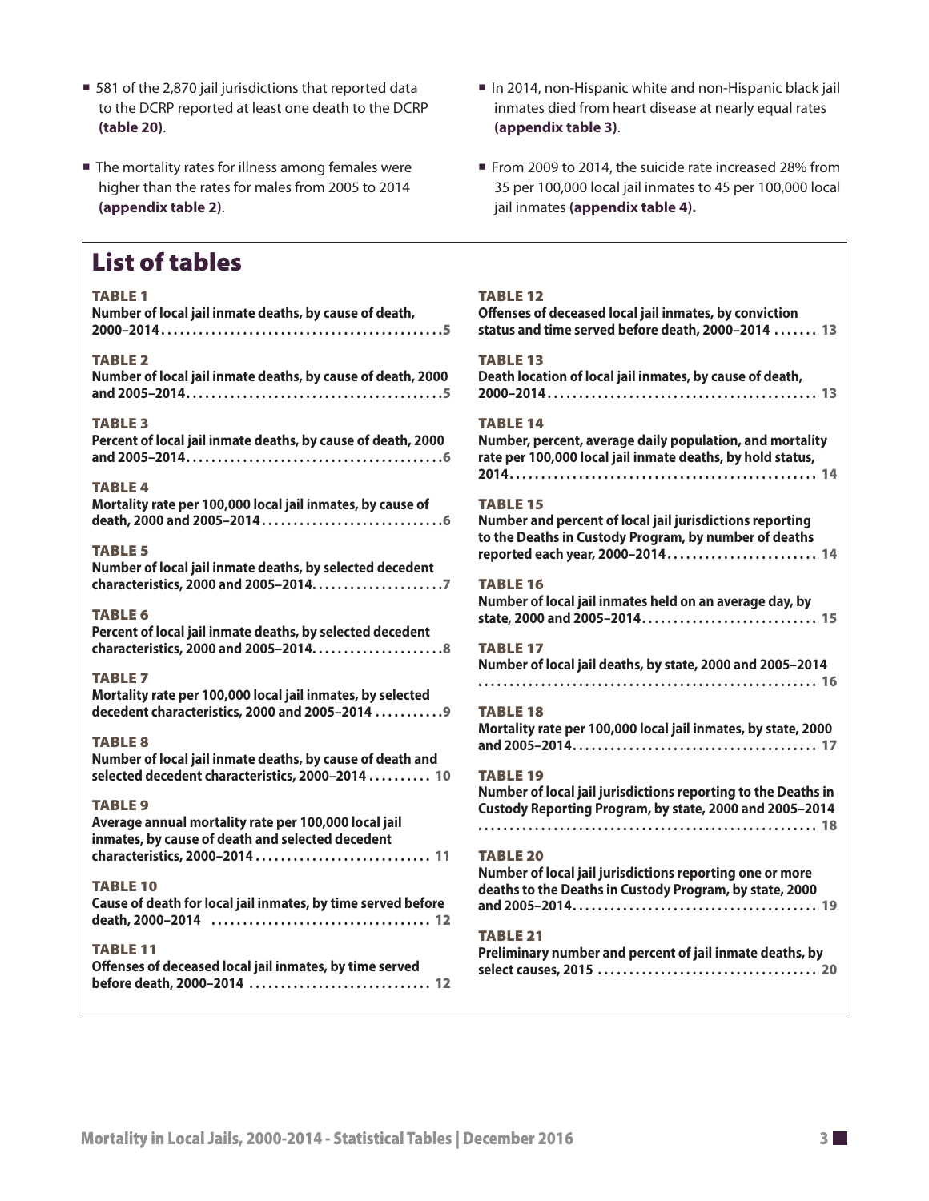- 581 of the 2,870 jail jurisdictions that reported data to the DCRP reported at least one death to the DCRP **(table 20)**.
- The mortality rates for illness among females were higher than the rates for males from 2005 to 2014 **(appendix table 2)**.
- In 2014, non-Hispanic white and non-Hispanic black jail inmates died from heart disease at nearly equal rates **(appendix table 3)**.
- From 2009 to 2014, the suicide rate increased 28% from 35 per 100,000 local jail inmates to 45 per 100,000 local jail inmates **(appendix table 4).**

## List of tables

**TABLE 1**
**Number of local jail inmate deaths, by cause of death, 2000–2014 ............................................. 5**

**TABLE 2**
**Number of local jail inmate deaths, by cause of death, 2000 and 2005–2014 ......................................... 5**

**TABLE 3**
**Percent of local jail inmate deaths, by cause of death, 2000 and 2005–2014 ......................................... 6**

**TABLE 4**
**Mortality rate per 100,000 local jail inmates, by cause of death, 2000 and 2005–2014 ............................. 6**

**TABLE 5**
**Number of local jail inmate deaths, by selected decedent characteristics, 2000 and 2005–2014 .................... 7**

**TABLE 6**
**Percent of local jail inmate deaths, by selected decedent characteristics, 2000 and 2005–2014 .................... 8**

**TABLE 7**
**Mortality rate per 100,000 local jail inmates, by selected decedent characteristics, 2000 and 2005–2014 ........... 9**

**TABLE 8**
**Number of local jail inmate deaths, by cause of death and selected decedent characteristics, 2000–2014 .......... 10**

**TABLE 9**
**Average annual mortality rate per 100,000 local jail inmates, by cause of death and selected decedent characteristics, 2000–2014 ............................ 11**

**TABLE 10**
**Cause of death for local jail inmates, by time served before death, 2000–2014 .................................. 12**

**TABLE 11**
**Offenses of deceased local jail inmates, by time served before death, 2000–2014 ............................. 12**

**TABLE 12**
**Offenses of deceased local jail inmates, by conviction status and time served before death, 2000–2014 ....... 13**

**TABLE 13**
**Death location of local jail inmates, by cause of death, 2000–2014 ........................................... 13**

**TABLE 14**
**Number, percent, average daily population, and mortality rate per 100,000 local jail inmate deaths, by hold status, 2014 ................................................. 14**

**TABLE 15**
**Number and percent of local jail jurisdictions reporting to the Deaths in Custody Program, by number of deaths reported each year, 2000–2014 ........................ 14**

**TABLE 16**
**Number of local jail inmates held on an average day, by state, 2000 and 2005–2014 ............................ 15**

**TABLE 17**
**Number of local jail deaths, by state, 2000 and 2005–2014 ...................................................... 16**

**TABLE 18**
**Mortality rate per 100,000 local jail inmates, by state, 2000 and 2005–2014 ...................................... 17**

**TABLE 19**
**Number of local jail jurisdictions reporting to the Deaths in Custody Reporting Program, by state, 2000 and 2005–2014 ...................................................... 18**

**TABLE 20**
**Number of local jail jurisdictions reporting one or more deaths to the Deaths in Custody Program, by state, 2000 and 2005–2014 ....................................... 19**

**TABLE 21**
**Preliminary number and percent of jail inmate deaths, by select causes, 2015 .................................. 20**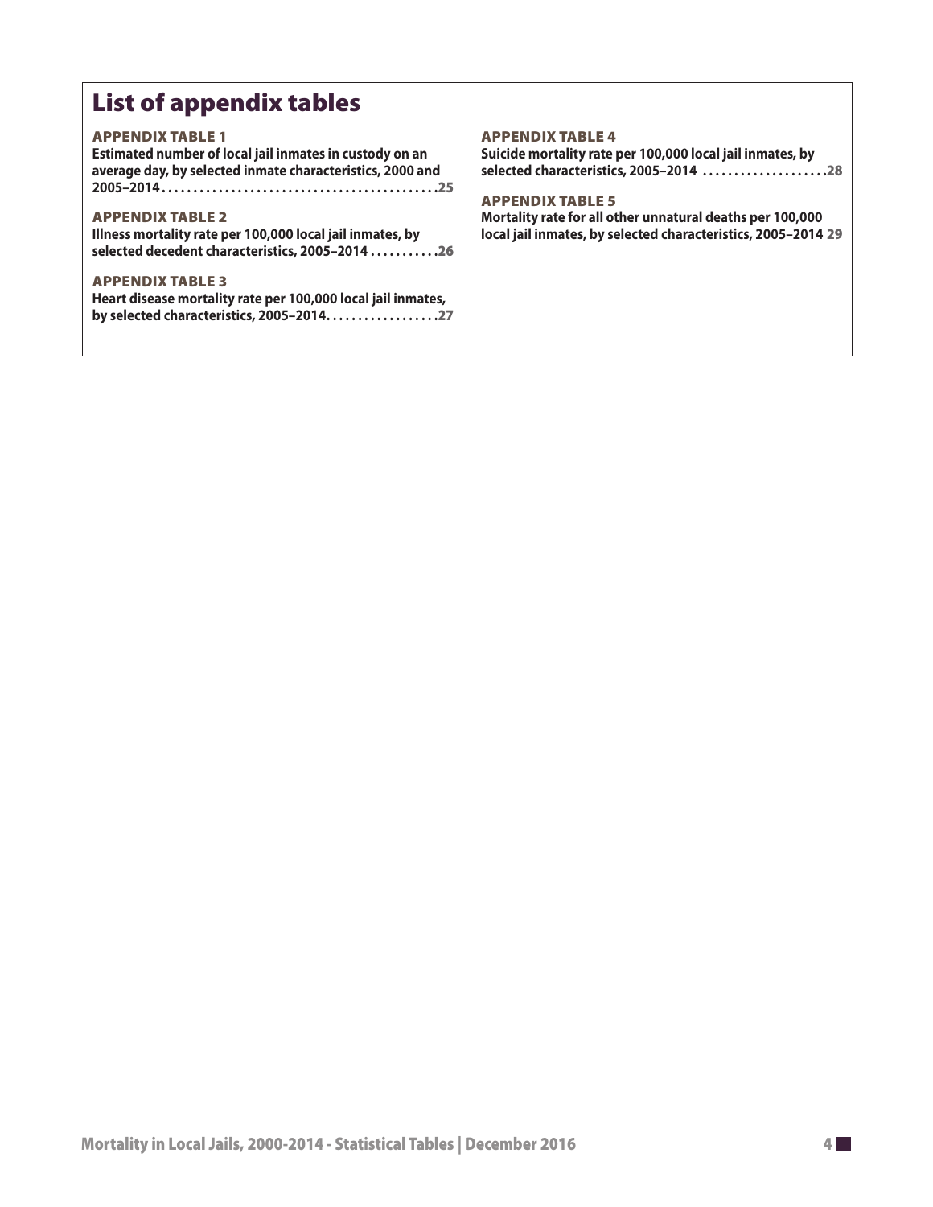# List of appendix tables

### APPENDIX TABLE 1
**Estimated number of local jail inmates in custody on an average day, by selected inmate characteristics, 2000 and 2005–2014 . . . . . . . . . . . . . . . . . . . . . . . . . . . . . . . . . . . . . . . . . . . .25**

### APPENDIX TABLE 2
**Illness mortality rate per 100,000 local jail inmates, by selected decedent characteristics, 2005–2014 . . . . . . . . . . .26**

### APPENDIX TABLE 3
**Heart disease mortality rate per 100,000 local jail inmates, by selected characteristics, 2005–2014. . . . . . . . . . . . . . . . . .27**

### APPENDIX TABLE 4
**Suicide mortality rate per 100,000 local jail inmates, by selected characteristics, 2005–2014 . . . . . . . . . . . . . . . . . . . .28**

### APPENDIX TABLE 5
**Mortality rate for all other unnatural deaths per 100,000 local jail inmates, by selected characteristics, 2005–2014 29**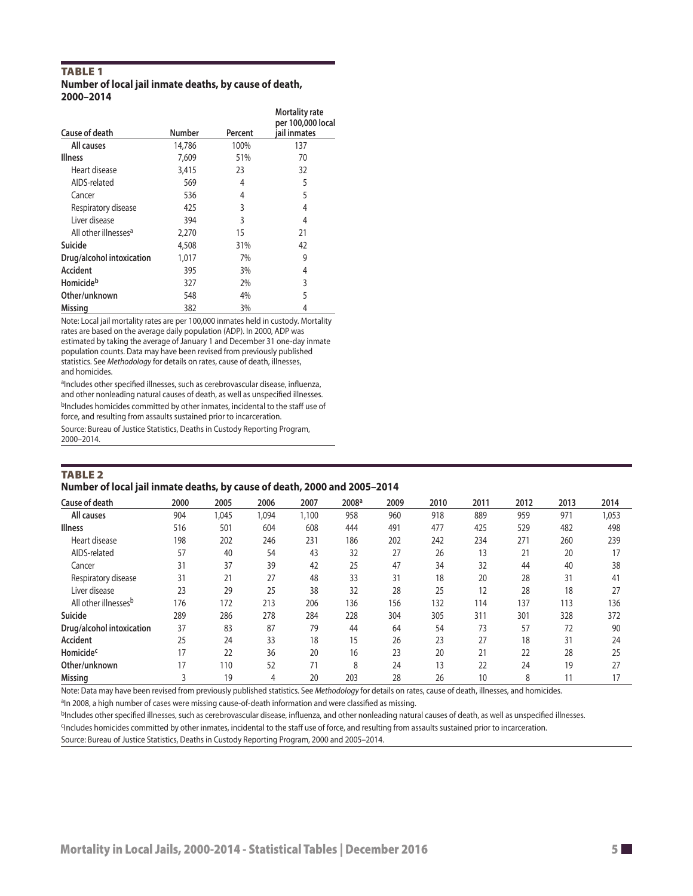## TABLE 1
### Number of local jail inmate deaths, by cause of death, 2000–2014

| Cause of death | Number | Percent | Mortality rate per 100,000 local jail inmates |
|---|---|---|---|
| **All causes** | 14,786 | 100% | 137 |
| **Illness** | 7,609 | 51% | 70 |
| Heart disease | 3,415 | 23 | 32 |
| AIDS-related | 569 | 4 | 5 |
| Cancer | 536 | 4 | 5 |
| Respiratory disease | 425 | 3 | 4 |
| Liver disease | 394 | 3 | 4 |
| All other illnesses[a] | 2,270 | 15 | 21 |
| **Suicide** | 4,508 | 31% | 42 |
| **Drug/alcohol intoxication** | 1,017 | 7% | 9 |
| **Accident** | 395 | 3% | 4 |
| **Homicide[b]** | 327 | 2% | 3 |
| **Other/unknown** | 548 | 4% | 5 |
| **Missing** | 382 | 3% | 4 |

Note: Local jail mortality rates are per 100,000 inmates held in custody. Mortality rates are based on the average daily population (ADP). In 2000, ADP was estimated by taking the average of January 1 and December 31 one-day inmate population counts. Data may have been revised from previously published statistics. See *Methodology* for details on rates, cause of death, illnesses, and homicides.

[a]Includes other specified illnesses, such as cerebrovascular disease, influenza, and other nonleading natural causes of death, as well as unspecified illnesses.

[b]Includes homicides committed by other inmates, incidental to the staff use of force, and resulting from assaults sustained prior to incarceration.

Source: Bureau of Justice Statistics, Deaths in Custody Reporting Program, 2000–2014.

## TABLE 2
### Number of local jail inmate deaths, by cause of death, 2000 and 2005–2014

| Cause of death | 2000 | 2005 | 2006 | 2007 | 2008[a] | 2009 | 2010 | 2011 | 2012 | 2013 | 2014 |
|---|---|---|---|---|---|---|---|---|---|---|---|
| **All causes** | 904 | 1,045 | 1,094 | 1,100 | 958 | 960 | 918 | 889 | 959 | 971 | 1,053 |
| **Illness** | 516 | 501 | 604 | 608 | 444 | 491 | 477 | 425 | 529 | 482 | 498 |
| Heart disease | 198 | 202 | 246 | 231 | 186 | 202 | 242 | 234 | 271 | 260 | 239 |
| AIDS-related | 57 | 40 | 54 | 43 | 32 | 27 | 26 | 13 | 21 | 20 | 17 |
| Cancer | 31 | 37 | 39 | 42 | 25 | 47 | 34 | 32 | 44 | 40 | 38 |
| Respiratory disease | 31 | 21 | 27 | 48 | 33 | 31 | 18 | 20 | 28 | 31 | 41 |
| Liver disease | 23 | 29 | 25 | 38 | 32 | 28 | 25 | 12 | 28 | 18 | 27 |
| All other illnesses[b] | 176 | 172 | 213 | 206 | 136 | 156 | 132 | 114 | 137 | 113 | 136 |
| **Suicide** | 289 | 286 | 278 | 284 | 228 | 304 | 305 | 311 | 301 | 328 | 372 |
| **Drug/alcohol intoxication** | 37 | 83 | 87 | 79 | 44 | 64 | 54 | 73 | 57 | 72 | 90 |
| **Accident** | 25 | 24 | 33 | 18 | 15 | 26 | 23 | 27 | 18 | 31 | 24 |
| **Homicide[c]** | 17 | 22 | 36 | 20 | 16 | 23 | 20 | 21 | 22 | 28 | 25 |
| **Other/unknown** | 17 | 110 | 52 | 71 | 8 | 24 | 13 | 22 | 24 | 19 | 27 |
| **Missing** | 3 | 19 | 4 | 20 | 203 | 28 | 26 | 10 | 8 | 11 | 17 |

Note: Data may have been revised from previously published statistics. See *Methodology* for details on rates, cause of death, illnesses, and homicides.

[a]In 2008, a high number of cases were missing cause-of-death information and were classified as missing.

[b]Includes other specified illnesses, such as cerebrovascular disease, influenza, and other nonleading natural causes of death, as well as unspecified illnesses.

[c]Includes homicides committed by other inmates, incidental to the staff use of force, and resulting from assaults sustained prior to incarceration.

Source: Bureau of Justice Statistics, Deaths in Custody Reporting Program, 2000 and 2005–2014.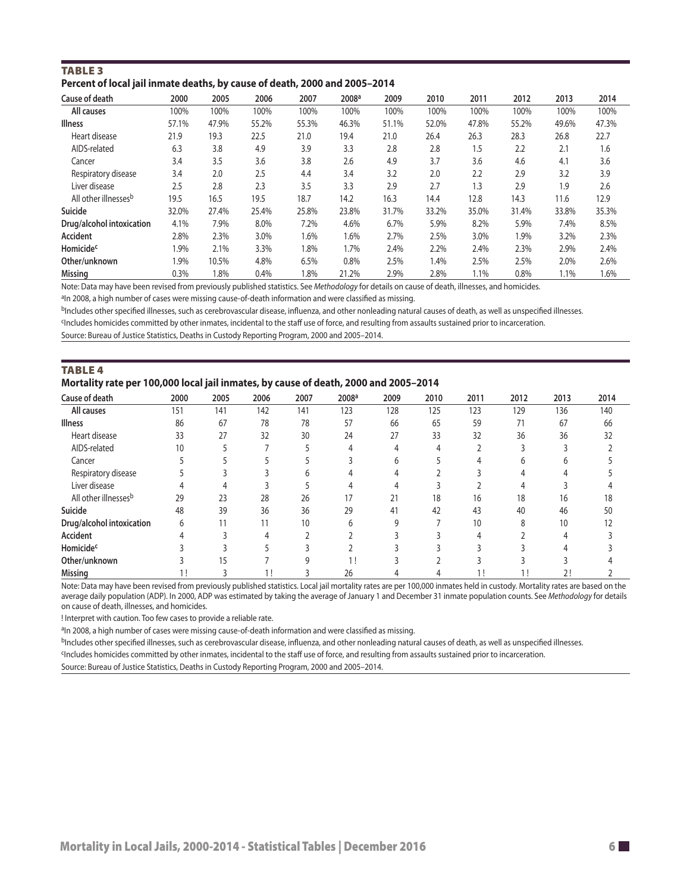### TABLE 3

**Percent of local jail inmate deaths, by cause of death, 2000 and 2005–2014**

| Cause of death | 2000 | 2005 | 2006 | 2007 | 2008[a] | 2009 | 2010 | 2011 | 2012 | 2013 | 2014 |
|---|---|---|---|---|---|---|---|---|---|---|---|
| All causes | 100% | 100% | 100% | 100% | 100% | 100% | 100% | 100% | 100% | 100% | 100% |
| **Illness** | 57.1% | 47.9% | 55.2% | 55.3% | 46.3% | 51.1% | 52.0% | 47.8% | 55.2% | 49.6% | 47.3% |
| Heart disease | 21.9 | 19.3 | 22.5 | 21.0 | 19.4 | 21.0 | 26.4 | 26.3 | 28.3 | 26.8 | 22.7 |
| AIDS-related | 6.3 | 3.8 | 4.9 | 3.9 | 3.3 | 2.8 | 2.8 | 1.5 | 2.2 | 2.1 | 1.6 |
| Cancer | 3.4 | 3.5 | 3.6 | 3.8 | 2.6 | 4.9 | 3.7 | 3.6 | 4.6 | 4.1 | 3.6 |
| Respiratory disease | 3.4 | 2.0 | 2.5 | 4.4 | 3.4 | 3.2 | 2.0 | 2.2 | 2.9 | 3.2 | 3.9 |
| Liver disease | 2.5 | 2.8 | 2.3 | 3.5 | 3.3 | 2.9 | 2.7 | 1.3 | 2.9 | 1.9 | 2.6 |
| All other illnesses[b] | 19.5 | 16.5 | 19.5 | 18.7 | 14.2 | 16.3 | 14.4 | 12.8 | 14.3 | 11.6 | 12.9 |
| **Suicide** | 32.0% | 27.4% | 25.4% | 25.8% | 23.8% | 31.7% | 33.2% | 35.0% | 31.4% | 33.8% | 35.3% |
| **Drug/alcohol intoxication** | 4.1% | 7.9% | 8.0% | 7.2% | 4.6% | 6.7% | 5.9% | 8.2% | 5.9% | 7.4% | 8.5% |
| **Accident** | 2.8% | 2.3% | 3.0% | 1.6% | 1.6% | 2.7% | 2.5% | 3.0% | 1.9% | 3.2% | 2.3% |
| **Homicide[c]** | 1.9% | 2.1% | 3.3% | 1.8% | 1.7% | 2.4% | 2.2% | 2.4% | 2.3% | 2.9% | 2.4% |
| **Other/unknown** | 1.9% | 10.5% | 4.8% | 6.5% | 0.8% | 2.5% | 1.4% | 2.5% | 2.5% | 2.0% | 2.6% |
| **Missing** | 0.3% | 1.8% | 0.4% | 1.8% | 21.2% | 2.9% | 2.8% | 1.1% | 0.8% | 1.1% | 1.6% |

Note: Data may have been revised from previously published statistics. See *Methodology* for details on cause of death, illnesses, and homicides.

[a]In 2008, a high number of cases were missing cause-of-death information and were classified as missing.

[b]Includes other specified illnesses, such as cerebrovascular disease, influenza, and other nonleading natural causes of death, as well as unspecified illnesses.

[c]Includes homicides committed by other inmates, incidental to the staff use of force, and resulting from assaults sustained prior to incarceration.

Source: Bureau of Justice Statistics, Deaths in Custody Reporting Program, 2000 and 2005–2014.

### TABLE 4

**Mortality rate per 100,000 local jail inmates, by cause of death, 2000 and 2005–2014**

| Cause of death | 2000 | 2005 | 2006 | 2007 | 2008[a] | 2009 | 2010 | 2011 | 2012 | 2013 | 2014 |
|---|---|---|---|---|---|---|---|---|---|---|---|
| All causes | 151 | 141 | 142 | 141 | 123 | 128 | 125 | 123 | 129 | 136 | 140 |
| **Illness** | 86 | 67 | 78 | 78 | 57 | 66 | 65 | 59 | 71 | 67 | 66 |
| Heart disease | 33 | 27 | 32 | 30 | 24 | 27 | 33 | 32 | 36 | 36 | 32 |
| AIDS-related | 10 | 5 | 7 | 5 | 4 | 4 | 4 | 2 | 3 | 3 | 2 |
| Cancer | 5 | 5 | 5 | 5 | 3 | 6 | 5 | 4 | 6 | 6 | 5 |
| Respiratory disease | 5 | 3 | 3 | 6 | 4 | 4 | 2 | 3 | 4 | 4 | 5 |
| Liver disease | 4 | 4 | 3 | 5 | 4 | 4 | 3 | 2 | 4 | 3 | 4 |
| All other illnesses[b] | 29 | 23 | 28 | 26 | 17 | 21 | 18 | 16 | 18 | 16 | 18 |
| **Suicide** | 48 | 39 | 36 | 36 | 29 | 41 | 42 | 43 | 40 | 46 | 50 |
| **Drug/alcohol intoxication** | 6 | 11 | 11 | 10 | 6 | 9 | 7 | 10 | 8 | 10 | 12 |
| **Accident** | 4 | 3 | 4 | 2 | 2 | 3 | 3 | 4 | 2 | 4 | 3 |
| **Homicide[c]** | 3 | 3 | 5 | 3 | 2 | 3 | 3 | 3 | 3 | 4 | 3 |
| **Other/unknown** | 3 | 15 | 7 | 9 | 1 ! | 3 | 2 | 3 | 3 | 3 | 4 |
| **Missing** | 1 ! | 3 | 1 ! | 3 | 26 | 4 | 4 | 1 ! | 1 ! | 2 ! | 2 |

Note: Data may have been revised from previously published statistics. Local jail mortality rates are per 100,000 inmates held in custody. Mortality rates are based on the average daily population (ADP). In 2000, ADP was estimated by taking the average of January 1 and December 31 inmate population counts. See *Methodology* for details on cause of death, illnesses, and homicides.

! Interpret with caution. Too few cases to provide a reliable rate.

[a]In 2008, a high number of cases were missing cause-of-death information and were classified as missing.

[b]Includes other specified illnesses, such as cerebrovascular disease, influenza, and other nonleading natural causes of death, as well as unspecified illnesses.

[c]Includes homicides committed by other inmates, incidental to the staff use of force, and resulting from assaults sustained prior to incarceration.

Source: Bureau of Justice Statistics, Deaths in Custody Reporting Program, 2000 and 2005–2014.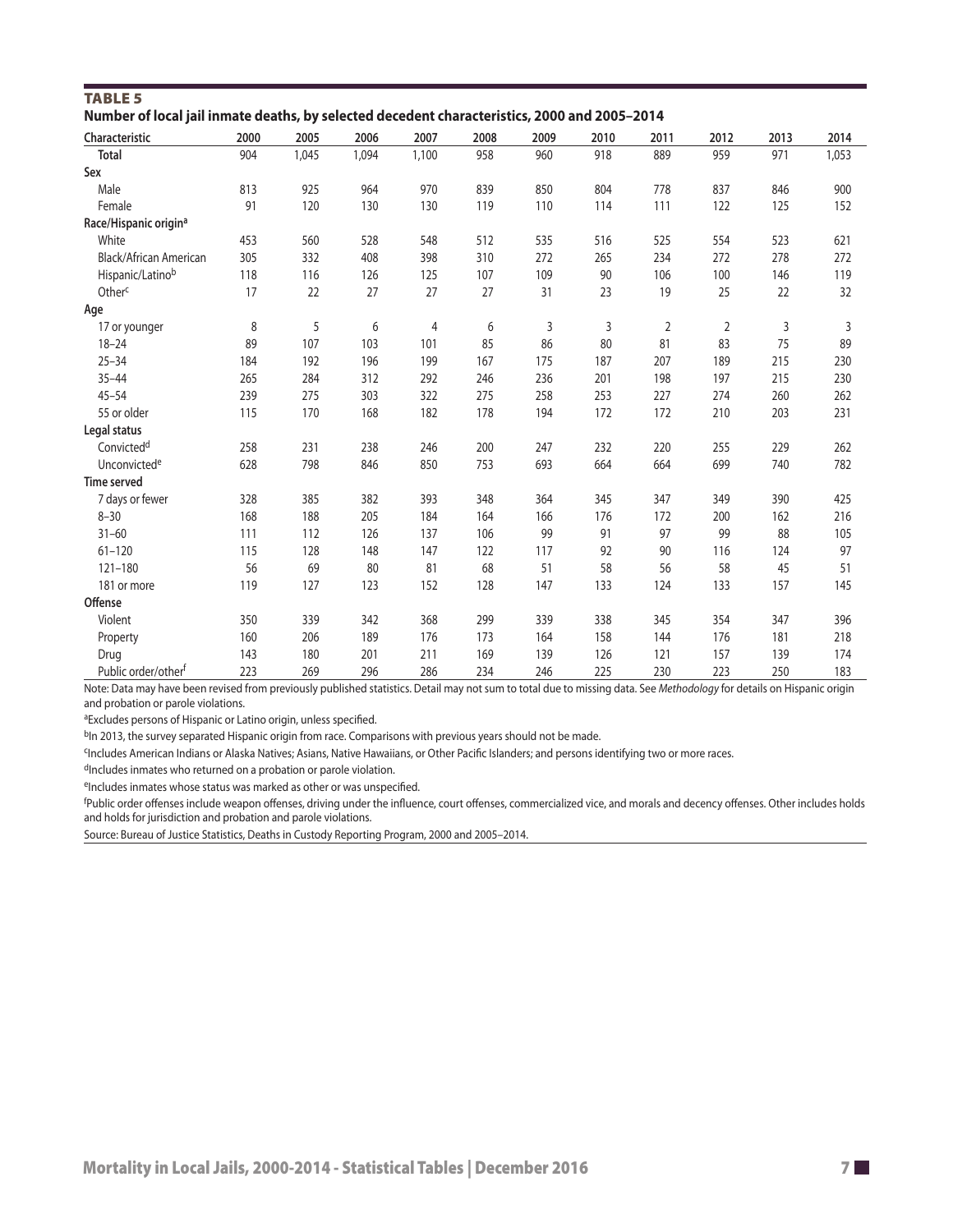**TABLE 5**

**Number of local jail inmate deaths, by selected decedent characteristics, 2000 and 2005–2014**

| Characteristic | 2000 | 2005 | 2006 | 2007 | 2008 | 2009 | 2010 | 2011 | 2012 | 2013 | 2014 |
|---|---|---|---|---|---|---|---|---|---|---|---|
| **Total** | 904 | 1,045 | 1,094 | 1,100 | 958 | 960 | 918 | 889 | 959 | 971 | 1,053 |
| **Sex** | | | | | | | | | | | |
| Male | 813 | 925 | 964 | 970 | 839 | 850 | 804 | 778 | 837 | 846 | 900 |
| Female | 91 | 120 | 130 | 130 | 119 | 110 | 114 | 111 | 122 | 125 | 152 |
| **Race/Hispanic origin[a]** | | | | | | | | | | | |
| White | 453 | 560 | 528 | 548 | 512 | 535 | 516 | 525 | 554 | 523 | 621 |
| Black/African American | 305 | 332 | 408 | 398 | 310 | 272 | 265 | 234 | 272 | 278 | 272 |
| Hispanic/Latino[b] | 118 | 116 | 126 | 125 | 107 | 109 | 90 | 106 | 100 | 146 | 119 |
| Other[c] | 17 | 22 | 27 | 27 | 27 | 31 | 23 | 19 | 25 | 22 | 32 |
| **Age** | | | | | | | | | | | |
| 17 or younger | 8 | 5 | 6 | 4 | 6 | 3 | 3 | 2 | 2 | 3 | 3 |
| 18–24 | 89 | 107 | 103 | 101 | 85 | 86 | 80 | 81 | 83 | 75 | 89 |
| 25–34 | 184 | 192 | 196 | 199 | 167 | 175 | 187 | 207 | 189 | 215 | 230 |
| 35–44 | 265 | 284 | 312 | 292 | 246 | 236 | 201 | 198 | 197 | 215 | 230 |
| 45–54 | 239 | 275 | 303 | 322 | 275 | 258 | 253 | 227 | 274 | 260 | 262 |
| 55 or older | 115 | 170 | 168 | 182 | 178 | 194 | 172 | 172 | 210 | 203 | 231 |
| **Legal status** | | | | | | | | | | | |
| Convicted[d] | 258 | 231 | 238 | 246 | 200 | 247 | 232 | 220 | 255 | 229 | 262 |
| Unconvicted[e] | 628 | 798 | 846 | 850 | 753 | 693 | 664 | 664 | 699 | 740 | 782 |
| **Time served** | | | | | | | | | | | |
| 7 days or fewer | 328 | 385 | 382 | 393 | 348 | 364 | 345 | 347 | 349 | 390 | 425 |
| 8–30 | 168 | 188 | 205 | 184 | 164 | 166 | 176 | 172 | 200 | 162 | 216 |
| 31–60 | 111 | 112 | 126 | 137 | 106 | 99 | 91 | 97 | 99 | 88 | 105 |
| 61–120 | 115 | 128 | 148 | 147 | 122 | 117 | 92 | 90 | 116 | 124 | 97 |
| 121–180 | 56 | 69 | 80 | 81 | 68 | 51 | 58 | 56 | 58 | 45 | 51 |
| 181 or more | 119 | 127 | 123 | 152 | 128 | 147 | 133 | 124 | 133 | 157 | 145 |
| **Offense** | | | | | | | | | | | |
| Violent | 350 | 339 | 342 | 368 | 299 | 339 | 338 | 345 | 354 | 347 | 396 |
| Property | 160 | 206 | 189 | 176 | 173 | 164 | 158 | 144 | 176 | 181 | 218 |
| Drug | 143 | 180 | 201 | 211 | 169 | 139 | 126 | 121 | 157 | 139 | 174 |
| Public order/other[f] | 223 | 269 | 296 | 286 | 234 | 246 | 225 | 230 | 223 | 250 | 183 |

Note: Data may have been revised from previously published statistics. Detail may not sum to total due to missing data. See *Methodology* for details on Hispanic origin and probation or parole violations.

[a]Excludes persons of Hispanic or Latino origin, unless specified.

[b]In 2013, the survey separated Hispanic origin from race. Comparisons with previous years should not be made.

[c]Includes American Indians or Alaska Natives; Asians, Native Hawaiians, or Other Pacific Islanders; and persons identifying two or more races.

[d]Includes inmates who returned on a probation or parole violation.

[e]Includes inmates whose status was marked as other or was unspecified.

[f]Public order offenses include weapon offenses, driving under the influence, court offenses, commercialized vice, and morals and decency offenses. Other includes holds and holds for jurisdiction and probation and parole violations.

Source: Bureau of Justice Statistics, Deaths in Custody Reporting Program, 2000 and 2005–2014.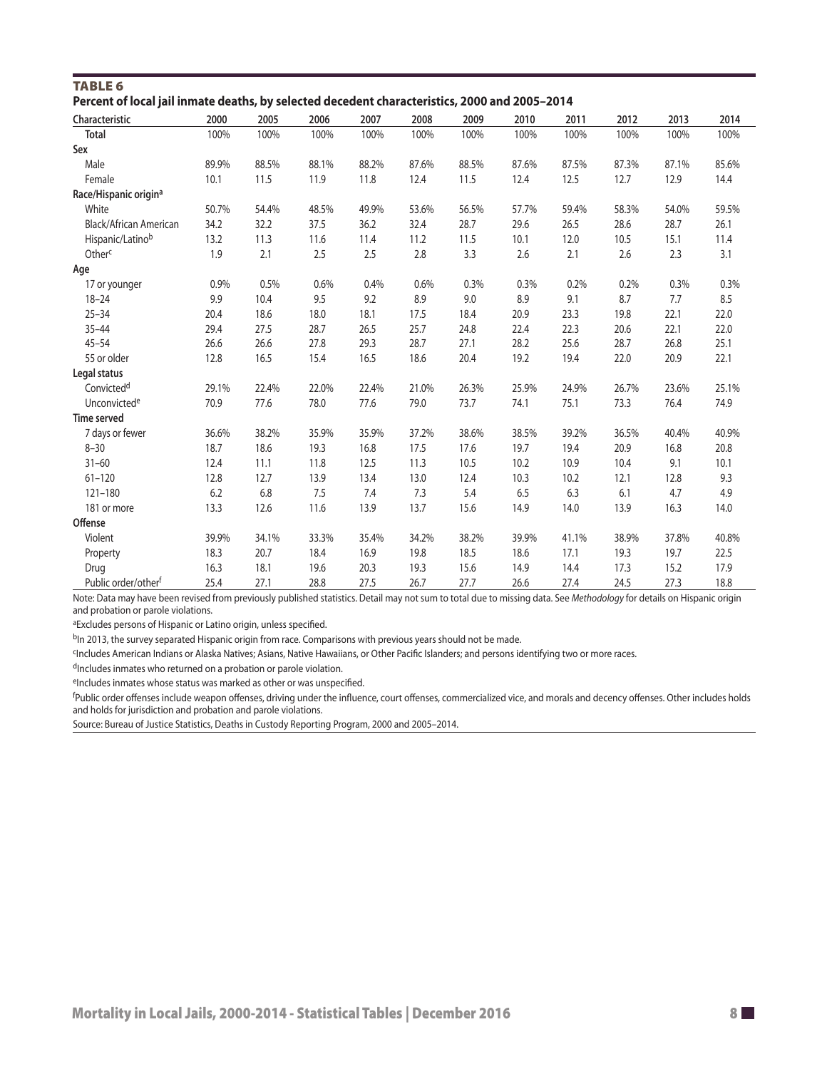## TABLE 6

**Percent of local jail inmate deaths, by selected decedent characteristics, 2000 and 2005–2014**

| Characteristic | 2000 | 2005 | 2006 | 2007 | 2008 | 2009 | 2010 | 2011 | 2012 | 2013 | 2014 |
|---|---|---|---|---|---|---|---|---|---|---|---|
| **Total** | 100% | 100% | 100% | 100% | 100% | 100% | 100% | 100% | 100% | 100% | 100% |
| **Sex** | | | | | | | | | | | |
| Male | 89.9% | 88.5% | 88.1% | 88.2% | 87.6% | 88.5% | 87.6% | 87.5% | 87.3% | 87.1% | 85.6% |
| Female | 10.1 | 11.5 | 11.9 | 11.8 | 12.4 | 11.5 | 12.4 | 12.5 | 12.7 | 12.9 | 14.4 |
| **Race/Hispanic origin[a]** | | | | | | | | | | | |
| White | 50.7% | 54.4% | 48.5% | 49.9% | 53.6% | 56.5% | 57.7% | 59.4% | 58.3% | 54.0% | 59.5% |
| Black/African American | 34.2 | 32.2 | 37.5 | 36.2 | 32.4 | 28.7 | 29.6 | 26.5 | 28.6 | 28.7 | 26.1 |
| Hispanic/Latino[b] | 13.2 | 11.3 | 11.6 | 11.4 | 11.2 | 11.5 | 10.1 | 12.0 | 10.5 | 15.1 | 11.4 |
| Other[c] | 1.9 | 2.1 | 2.5 | 2.5 | 2.8 | 3.3 | 2.6 | 2.1 | 2.6 | 2.3 | 3.1 |
| **Age** | | | | | | | | | | | |
| 17 or younger | 0.9% | 0.5% | 0.6% | 0.4% | 0.6% | 0.3% | 0.3% | 0.2% | 0.2% | 0.3% | 0.3% |
| 18–24 | 9.9 | 10.4 | 9.5 | 9.2 | 8.9 | 9.0 | 8.9 | 9.1 | 8.7 | 7.7 | 8.5 |
| 25–34 | 20.4 | 18.6 | 18.0 | 18.1 | 17.5 | 18.4 | 20.9 | 23.3 | 19.8 | 22.1 | 22.0 |
| 35–44 | 29.4 | 27.5 | 28.7 | 26.5 | 25.7 | 24.8 | 22.4 | 22.3 | 20.6 | 22.1 | 22.0 |
| 45–54 | 26.6 | 26.6 | 27.8 | 29.3 | 28.7 | 27.1 | 28.2 | 25.6 | 28.7 | 26.8 | 25.1 |
| 55 or older | 12.8 | 16.5 | 15.4 | 16.5 | 18.6 | 20.4 | 19.2 | 19.4 | 22.0 | 20.9 | 22.1 |
| **Legal status** | | | | | | | | | | | |
| Convicted[d] | 29.1% | 22.4% | 22.0% | 22.4% | 21.0% | 26.3% | 25.9% | 24.9% | 26.7% | 23.6% | 25.1% |
| Unconvicted[e] | 70.9 | 77.6 | 78.0 | 77.6 | 79.0 | 73.7 | 74.1 | 75.1 | 73.3 | 76.4 | 74.9 |
| **Time served** | | | | | | | | | | | |
| 7 days or fewer | 36.6% | 38.2% | 35.9% | 35.9% | 37.2% | 38.6% | 38.5% | 39.2% | 36.5% | 40.4% | 40.9% |
| 8–30 | 18.7 | 18.6 | 19.3 | 16.8 | 17.5 | 17.6 | 19.7 | 19.4 | 20.9 | 16.8 | 20.8 |
| 31–60 | 12.4 | 11.1 | 11.8 | 12.5 | 11.3 | 10.5 | 10.2 | 10.9 | 10.4 | 9.1 | 10.1 |
| 61–120 | 12.8 | 12.7 | 13.9 | 13.4 | 13.0 | 12.4 | 10.3 | 10.2 | 12.1 | 12.8 | 9.3 |
| 121–180 | 6.2 | 6.8 | 7.5 | 7.4 | 7.3 | 5.4 | 6.5 | 6.3 | 6.1 | 4.7 | 4.9 |
| 181 or more | 13.3 | 12.6 | 11.6 | 13.9 | 13.7 | 15.6 | 14.9 | 14.0 | 13.9 | 16.3 | 14.0 |
| **Offense** | | | | | | | | | | | |
| Violent | 39.9% | 34.1% | 33.3% | 35.4% | 34.2% | 38.2% | 39.9% | 41.1% | 38.9% | 37.8% | 40.8% |
| Property | 18.3 | 20.7 | 18.4 | 16.9 | 19.8 | 18.5 | 18.6 | 17.1 | 19.3 | 19.7 | 22.5 |
| Drug | 16.3 | 18.1 | 19.6 | 20.3 | 19.3 | 15.6 | 14.9 | 14.4 | 17.3 | 15.2 | 17.9 |
| Public order/other[f] | 25.4 | 27.1 | 28.8 | 27.5 | 26.7 | 27.7 | 26.6 | 27.4 | 24.5 | 27.3 | 18.8 |

Note: Data may have been revised from previously published statistics. Detail may not sum to total due to missing data. See *Methodology* for details on Hispanic origin and probation or parole violations.

[a]Excludes persons of Hispanic or Latino origin, unless specified.

[b]In 2013, the survey separated Hispanic origin from race. Comparisons with previous years should not be made.

[c]Includes American Indians or Alaska Natives; Asians, Native Hawaiians, or Other Pacific Islanders; and persons identifying two or more races.

[d]Includes inmates who returned on a probation or parole violation.

[e]Includes inmates whose status was marked as other or was unspecified.

[f]Public order offenses include weapon offenses, driving under the influence, court offenses, commercialized vice, and morals and decency offenses. Other includes holds and holds for jurisdiction and probation and parole violations.

Source: Bureau of Justice Statistics, Deaths in Custody Reporting Program, 2000 and 2005–2014.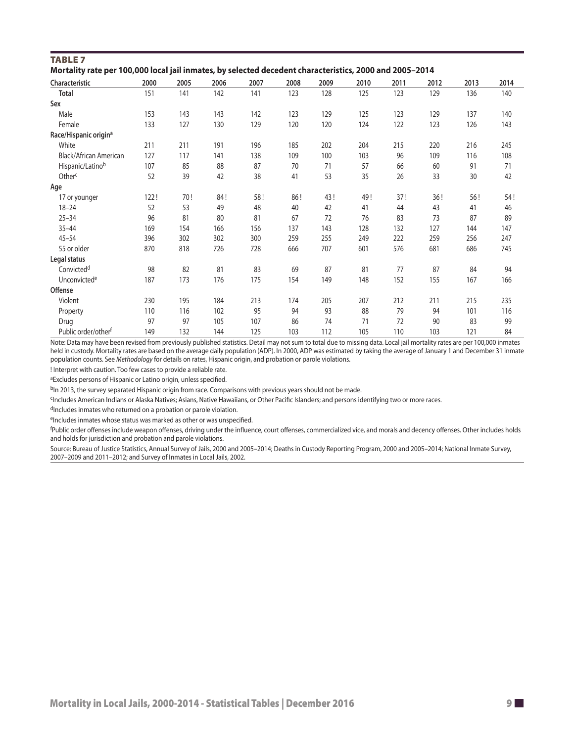**TABLE 7**

**Mortality rate per 100,000 local jail inmates, by selected decedent characteristics, 2000 and 2005–2014**

| Characteristic | 2000 | 2005 | 2006 | 2007 | 2008 | 2009 | 2010 | 2011 | 2012 | 2013 | 2014 |
|---|---|---|---|---|---|---|---|---|---|---|---|
| **Total** | 151 | 141 | 142 | 141 | 123 | 128 | 125 | 123 | 129 | 136 | 140 |
| **Sex** | | | | | | | | | | | |
| Male | 153 | 143 | 143 | 142 | 123 | 129 | 125 | 123 | 129 | 137 | 140 |
| Female | 133 | 127 | 130 | 129 | 120 | 120 | 124 | 122 | 123 | 126 | 143 |
| **Race/Hispanic origin[a]** | | | | | | | | | | | |
| White | 211 | 211 | 191 | 196 | 185 | 202 | 204 | 215 | 220 | 216 | 245 |
| Black/African American | 127 | 117 | 141 | 138 | 109 | 100 | 103 | 96 | 109 | 116 | 108 |
| Hispanic/Latino[b] | 107 | 85 | 88 | 87 | 70 | 71 | 57 | 66 | 60 | 91 | 71 |
| Other[c] | 52 | 39 | 42 | 38 | 41 | 53 | 35 | 26 | 33 | 30 | 42 |
| **Age** | | | | | | | | | | | |
| 17 or younger | 122 ! | 70 ! | 84 ! | 58 ! | 86 ! | 43 ! | 49 ! | 37 ! | 36 ! | 56 ! | 54 ! |
| 18–24 | 52 | 53 | 49 | 48 | 40 | 42 | 41 | 44 | 43 | 41 | 46 |
| 25–34 | 96 | 81 | 80 | 81 | 67 | 72 | 76 | 83 | 73 | 87 | 89 |
| 35–44 | 169 | 154 | 166 | 156 | 137 | 143 | 128 | 132 | 127 | 144 | 147 |
| 45–54 | 396 | 302 | 302 | 300 | 259 | 255 | 249 | 222 | 259 | 256 | 247 |
| 55 or older | 870 | 818 | 726 | 728 | 666 | 707 | 601 | 576 | 681 | 686 | 745 |
| **Legal status** | | | | | | | | | | | |
| Convicted[d] | 98 | 82 | 81 | 83 | 69 | 87 | 81 | 77 | 87 | 84 | 94 |
| Unconvicted[e] | 187 | 173 | 176 | 175 | 154 | 149 | 148 | 152 | 155 | 167 | 166 |
| **Offense** | | | | | | | | | | | |
| Violent | 230 | 195 | 184 | 213 | 174 | 205 | 207 | 212 | 211 | 215 | 235 |
| Property | 110 | 116 | 102 | 95 | 94 | 93 | 88 | 79 | 94 | 101 | 116 |
| Drug | 97 | 97 | 105 | 107 | 86 | 74 | 71 | 72 | 90 | 83 | 99 |
| Public order/other[f] | 149 | 132 | 144 | 125 | 103 | 112 | 105 | 110 | 103 | 121 | 84 |

Note: Data may have been revised from previously published statistics. Detail may not sum to total due to missing data. Local jail mortality rates are per 100,000 inmates held in custody. Mortality rates are based on the average daily population (ADP). In 2000, ADP was estimated by taking the average of January 1 and December 31 inmate population counts. See *Methodology* for details on rates, Hispanic origin, and probation or parole violations.

! Interpret with caution. Too few cases to provide a reliable rate.

[a]Excludes persons of Hispanic or Latino origin, unless specified.

[b]In 2013, the survey separated Hispanic origin from race. Comparisons with previous years should not be made.

[c]Includes American Indians or Alaska Natives; Asians, Native Hawaiians, or Other Pacific Islanders; and persons identifying two or more races.

[d]Includes inmates who returned on a probation or parole violation.

[e]Includes inmates whose status was marked as other or was unspecified.

[f]Public order offenses include weapon offenses, driving under the influence, court offenses, commercialized vice, and morals and decency offenses. Other includes holds and holds for jurisdiction and probation and parole violations.

Source: Bureau of Justice Statistics, Annual Survey of Jails, 2000 and 2005–2014; Deaths in Custody Reporting Program, 2000 and 2005–2014; National Inmate Survey, 2007–2009 and 2011–2012; and Survey of Inmates in Local Jails, 2002.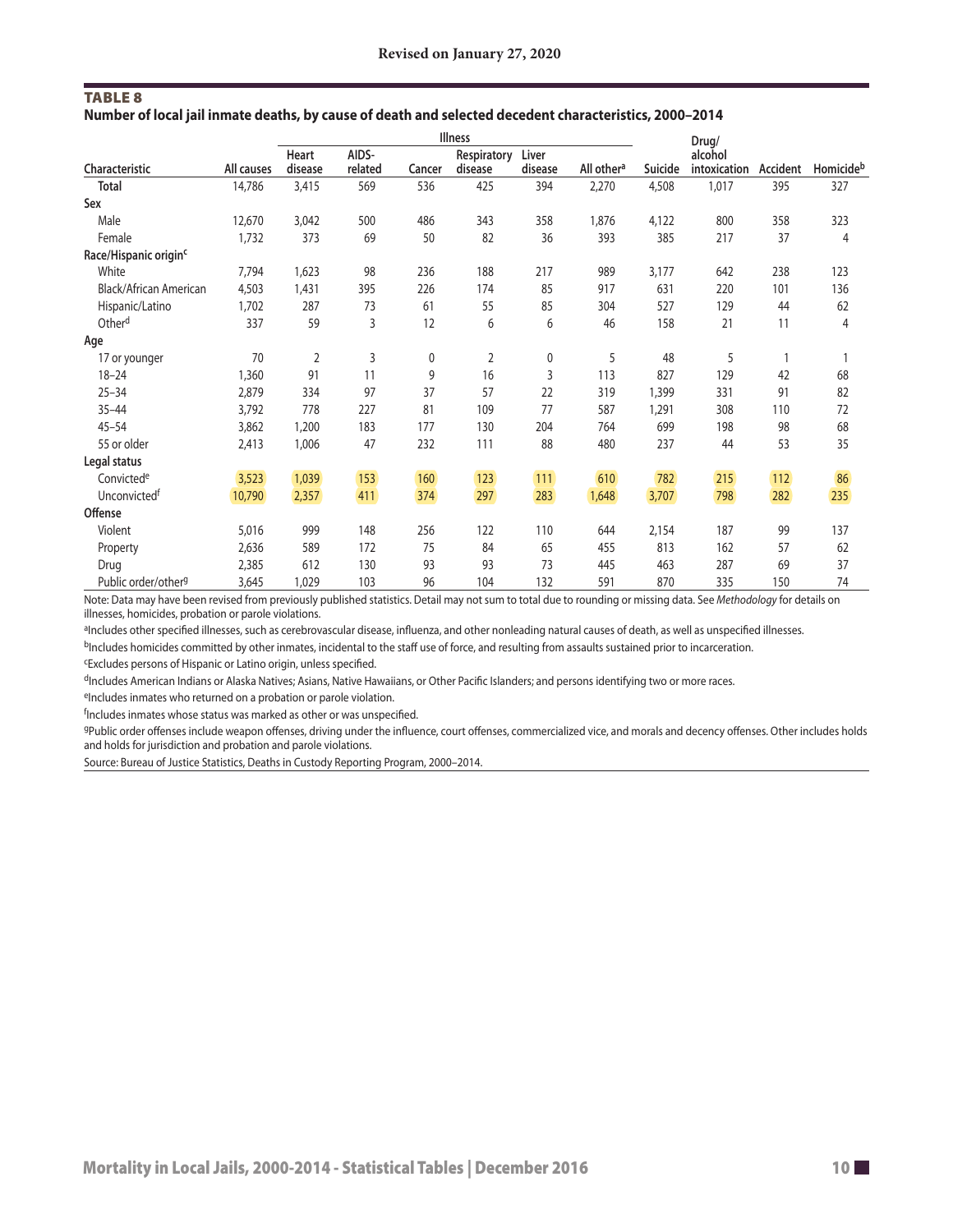Revised on January 27, 2020

## TABLE 8

**Number of local jail inmate deaths, by cause of death and selected decedent characteristics, 2000–2014**

| | | Illness | | | | | | | | | |
|---|---|---|---|---|---|---|---|---|---|---|---|
| Characteristic | All causes | Heart disease | AIDS-related | Cancer | Respiratory disease | Liver disease | All other[a] | Suicide | Drug/alcohol intoxication | Accident | Homicide[b] |
| **Total** | 14,786 | 3,415 | 569 | 536 | 425 | 394 | 2,270 | 4,508 | 1,017 | 395 | 327 |
| **Sex** | | | | | | | | | | | |
| Male | 12,670 | 3,042 | 500 | 486 | 343 | 358 | 1,876 | 4,122 | 800 | 358 | 323 |
| Female | 1,732 | 373 | 69 | 50 | 82 | 36 | 393 | 385 | 217 | 37 | 4 |
| **Race/Hispanic origin[c]** | | | | | | | | | | | |
| White | 7,794 | 1,623 | 98 | 236 | 188 | 217 | 989 | 3,177 | 642 | 238 | 123 |
| Black/African American | 4,503 | 1,431 | 395 | 226 | 174 | 85 | 917 | 631 | 220 | 101 | 136 |
| Hispanic/Latino | 1,702 | 287 | 73 | 61 | 55 | 85 | 304 | 527 | 129 | 44 | 62 |
| Other[d] | 337 | 59 | 3 | 12 | 6 | 6 | 46 | 158 | 21 | 11 | 4 |
| **Age** | | | | | | | | | | | |
| 17 or younger | 70 | 2 | 3 | 0 | 2 | 0 | 5 | 48 | 5 | 1 | 1 |
| 18–24 | 1,360 | 91 | 11 | 9 | 16 | 3 | 113 | 827 | 129 | 42 | 68 |
| 25–34 | 2,879 | 334 | 97 | 37 | 57 | 22 | 319 | 1,399 | 331 | 91 | 82 |
| 35–44 | 3,792 | 778 | 227 | 81 | 109 | 77 | 587 | 1,291 | 308 | 110 | 72 |
| 45–54 | 3,862 | 1,200 | 183 | 177 | 130 | 204 | 764 | 699 | 198 | 98 | 68 |
| 55 or older | 2,413 | 1,006 | 47 | 232 | 111 | 88 | 480 | 237 | 44 | 53 | 35 |
| **Legal status** | | | | | | | | | | | |
| Convicted[e] | 3,523 | 1,039 | 153 | 160 | 123 | 111 | 610 | 782 | 215 | 112 | 86 |
| Unconvicted[f] | 10,790 | 2,357 | 411 | 374 | 297 | 283 | 1,648 | 3,707 | 798 | 282 | 235 |
| **Offense** | | | | | | | | | | | |
| Violent | 5,016 | 999 | 148 | 256 | 122 | 110 | 644 | 2,154 | 187 | 99 | 137 |
| Property | 2,636 | 589 | 172 | 75 | 84 | 65 | 455 | 813 | 162 | 57 | 62 |
| Drug | 2,385 | 612 | 130 | 93 | 93 | 73 | 445 | 463 | 287 | 69 | 37 |
| Public order/other[g] | 3,645 | 1,029 | 103 | 96 | 104 | 132 | 591 | 870 | 335 | 150 | 74 |

Note: Data may have been revised from previously published statistics. Detail may not sum to total due to rounding or missing data. See *Methodology* for details on illnesses, homicides, probation or parole violations.

[a]Includes other specified illnesses, such as cerebrovascular disease, influenza, and other nonleading natural causes of death, as well as unspecified illnesses.

[b]Includes homicides committed by other inmates, incidental to the staff use of force, and resulting from assaults sustained prior to incarceration.

[c]Excludes persons of Hispanic or Latino origin, unless specified.

[d]Includes American Indians or Alaska Natives; Asians, Native Hawaiians, or Other Pacific Islanders; and persons identifying two or more races.

[e]Includes inmates who returned on a probation or parole violation.

[f]Includes inmates whose status was marked as other or was unspecified.

[g]Public order offenses include weapon offenses, driving under the influence, court offenses, commercialized vice, and morals and decency offenses. Other includes holds and holds for jurisdiction and probation and parole violations.

Source: Bureau of Justice Statistics, Deaths in Custody Reporting Program, 2000–2014.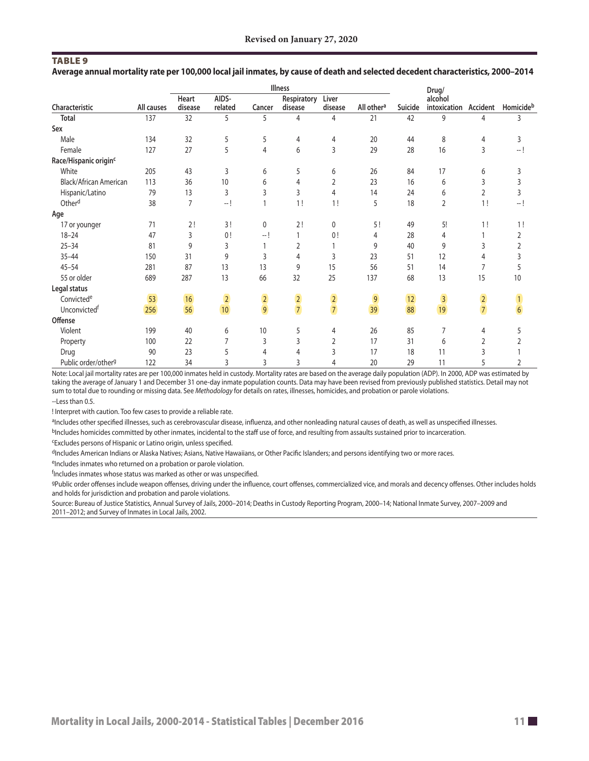Revised on January 27, 2020

## TABLE 9

**Average annual mortality rate per 100,000 local jail inmates, by cause of death and selected decedent characteristics, 2000–2014**

| | | Illness | | | | | | | | | |
|---|---|---|---|---|---|---|---|---|---|---|---|
| Characteristic | All causes | Heart disease | AIDS-related | Cancer | Respiratory disease | Liver disease | All other[a] | Suicide | Drug/alcohol intoxication | Accident | Homicide[b] |
| **Total** | 137 | 32 | 5 | 5 | 4 | 4 | 21 | 42 | 9 | 4 | 3 |
| **Sex** | | | | | | | | | | | |
| Male | 134 | 32 | 5 | 5 | 4 | 4 | 20 | 44 | 8 | 4 | 3 |
| Female | 127 | 27 | 5 | 4 | 6 | 3 | 29 | 28 | 16 | 3 | --! |
| **Race/Hispanic origin[c]** | | | | | | | | | | | |
| White | 205 | 43 | 3 | 6 | 5 | 6 | 26 | 84 | 17 | 6 | 3 |
| Black/African American | 113 | 36 | 10 | 6 | 4 | 2 | 23 | 16 | 6 | 3 | 3 |
| Hispanic/Latino | 79 | 13 | 3 | 3 | 3 | 4 | 14 | 24 | 6 | 2 | 3 |
| Other[d] | 38 | 7 | --! | 1 | 1! | 1! | 5 | 18 | 2 | 1! | --! |
| **Age** | | | | | | | | | | | |
| 17 or younger | 71 | 2! | 3! | 0 | 2! | 0 | 5! | 49 | 5! | 1! | 1! |
| 18–24 | 47 | 3 | 0! | --! | 1 | 0! | 4 | 28 | 4 | 1 | 2 |
| 25–34 | 81 | 9 | 3 | 1 | 2 | 1 | 9 | 40 | 9 | 3 | 2 |
| 35–44 | 150 | 31 | 9 | 3 | 4 | 3 | 23 | 51 | 12 | 4 | 3 |
| 45–54 | 281 | 87 | 13 | 13 | 9 | 15 | 56 | 51 | 14 | 7 | 5 |
| 55 or older | 689 | 287 | 13 | 66 | 32 | 25 | 137 | 68 | 13 | 15 | 10 |
| **Legal status** | | | | | | | | | | | |
| Convicted[e] | 53 | 16 | 2 | 2 | 2 | 2 | 9 | 12 | 3 | 2 | 1 |
| Unconvicted[f] | 256 | 56 | 10 | 9 | 7 | 7 | 39 | 88 | 19 | 7 | 6 |
| **Offense** | | | | | | | | | | | |
| Violent | 199 | 40 | 6 | 10 | 5 | 4 | 26 | 85 | 7 | 4 | 5 |
| Property | 100 | 22 | 7 | 3 | 3 | 2 | 17 | 31 | 6 | 2 | 2 |
| Drug | 90 | 23 | 5 | 4 | 4 | 3 | 17 | 18 | 11 | 3 | 1 |
| Public order/other[g] | 122 | 34 | 3 | 3 | 3 | 4 | 20 | 29 | 11 | 5 | 2 |

Note: Local jail mortality rates are per 100,000 inmates held in custody. Mortality rates are based on the average daily population (ADP). In 2000, ADP was estimated by taking the average of January 1 and December 31 one-day inmate population counts. Data may have been revised from previously published statistics. Detail may not sum to total due to rounding or missing data. See *Methodology* for details on rates, illnesses, homicides, and probation or parole violations.

--Less than 0.5.

! Interpret with caution. Too few cases to provide a reliable rate.

[a]Includes other specified illnesses, such as cerebrovascular disease, influenza, and other nonleading natural causes of death, as well as unspecified illnesses.

[b]Includes homicides committed by other inmates, incidental to the staff use of force, and resulting from assaults sustained prior to incarceration.

[c]Excludes persons of Hispanic or Latino origin, unless specified.

[d]Includes American Indians or Alaska Natives; Asians, Native Hawaiians, or Other Pacific Islanders; and persons identifying two or more races.

[e]Includes inmates who returned on a probation or parole violation.

[f]Includes inmates whose status was marked as other or was unspecified.

[g]Public order offenses include weapon offenses, driving under the influence, court offenses, commercialized vice, and morals and decency offenses. Other includes holds and holds for jurisdiction and probation and parole violations.

Source: Bureau of Justice Statistics, Annual Survey of Jails, 2000–2014; Deaths in Custody Reporting Program, 2000–14; National Inmate Survey, 2007–2009 and 2011–2012; and Survey of Inmates in Local Jails, 2002.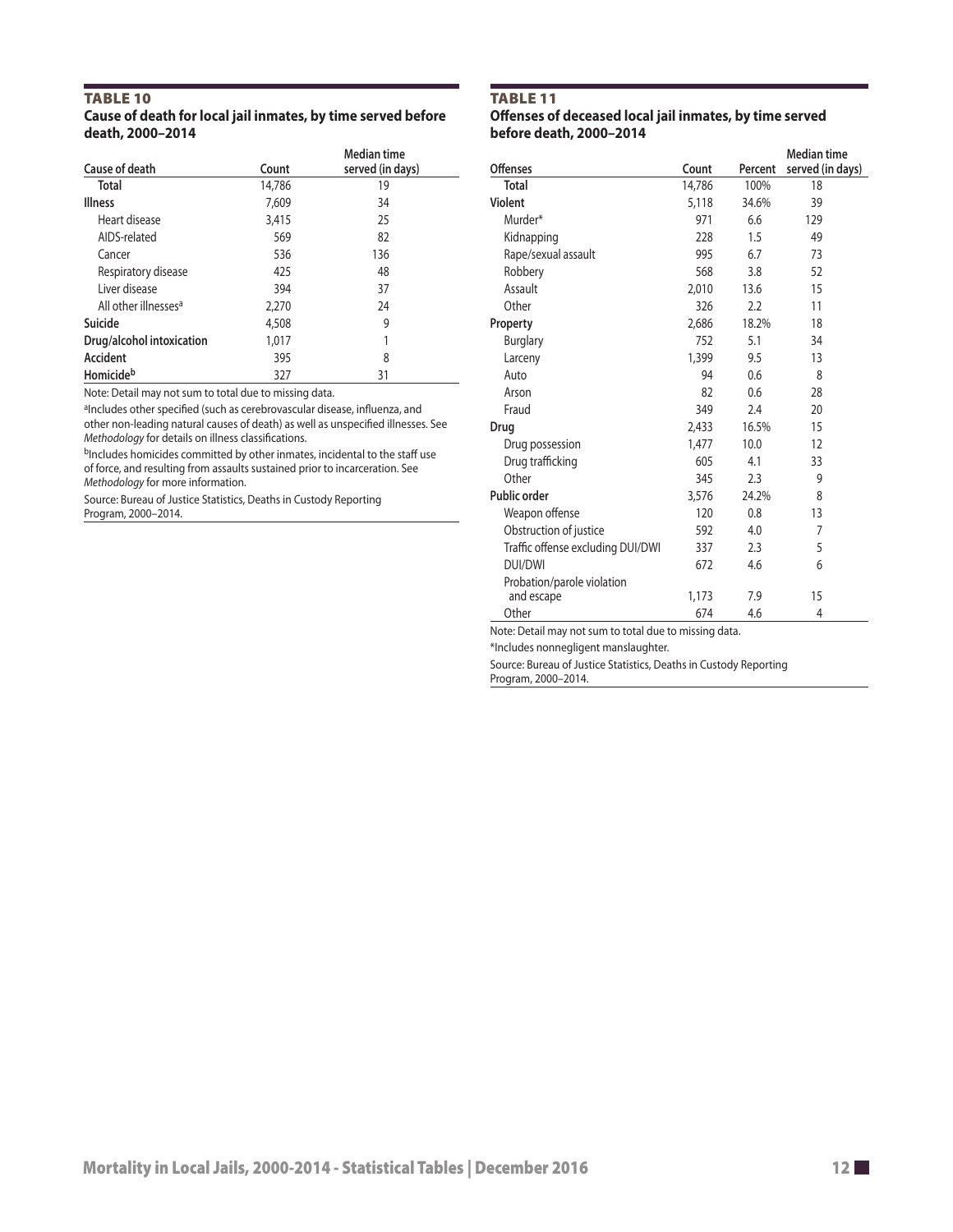## TABLE 10

**Cause of death for local jail inmates, by time served before death, 2000–2014**

| Cause of death | Count | Median time served (in days) |
|---|---|---|
| **Total** | 14,786 | 19 |
| **Illness** | 7,609 | 34 |
| Heart disease | 3,415 | 25 |
| AIDS-related | 569 | 82 |
| Cancer | 536 | 136 |
| Respiratory disease | 425 | 48 |
| Liver disease | 394 | 37 |
| All other illnesses[a] | 2,270 | 24 |
| **Suicide** | 4,508 | 9 |
| **Drug/alcohol intoxication** | 1,017 | 1 |
| **Accident** | 395 | 8 |
| **Homicide[b]** | 327 | 31 |

Note: Detail may not sum to total due to missing data.

[a]Includes other specified (such as cerebrovascular disease, influenza, and other non-leading natural causes of death) as well as unspecified illnesses. See *Methodology* for details on illness classifications.

[b]Includes homicides committed by other inmates, incidental to the staff use of force, and resulting from assaults sustained prior to incarceration. See *Methodology* for more information.

Source: Bureau of Justice Statistics, Deaths in Custody Reporting Program, 2000–2014.

## TABLE 11

**Offenses of deceased local jail inmates, by time served before death, 2000–2014**

| Offenses | Count | Percent | Median time served (in days) |
|---|---|---|---|
| **Total** | 14,786 | 100% | 18 |
| **Violent** | 5,118 | 34.6% | 39 |
| Murder* | 971 | 6.6 | 129 |
| Kidnapping | 228 | 1.5 | 49 |
| Rape/sexual assault | 995 | 6.7 | 73 |
| Robbery | 568 | 3.8 | 52 |
| Assault | 2,010 | 13.6 | 15 |
| Other | 326 | 2.2 | 11 |
| **Property** | 2,686 | 18.2% | 18 |
| Burglary | 752 | 5.1 | 34 |
| Larceny | 1,399 | 9.5 | 13 |
| Auto | 94 | 0.6 | 8 |
| Arson | 82 | 0.6 | 28 |
| Fraud | 349 | 2.4 | 20 |
| **Drug** | 2,433 | 16.5% | 15 |
| Drug possession | 1,477 | 10.0 | 12 |
| Drug trafficking | 605 | 4.1 | 33 |
| Other | 345 | 2.3 | 9 |
| **Public order** | 3,576 | 24.2% | 8 |
| Weapon offense | 120 | 0.8 | 13 |
| Obstruction of justice | 592 | 4.0 | 7 |
| Traffic offense excluding DUI/DWI | 337 | 2.3 | 5 |
| DUI/DWI | 672 | 4.6 | 6 |
| Probation/parole violation and escape | 1,173 | 7.9 | 15 |
| Other | 674 | 4.6 | 4 |

Note: Detail may not sum to total due to missing data.

*Includes nonnegligent manslaughter.

Source: Bureau of Justice Statistics, Deaths in Custody Reporting Program, 2000–2014.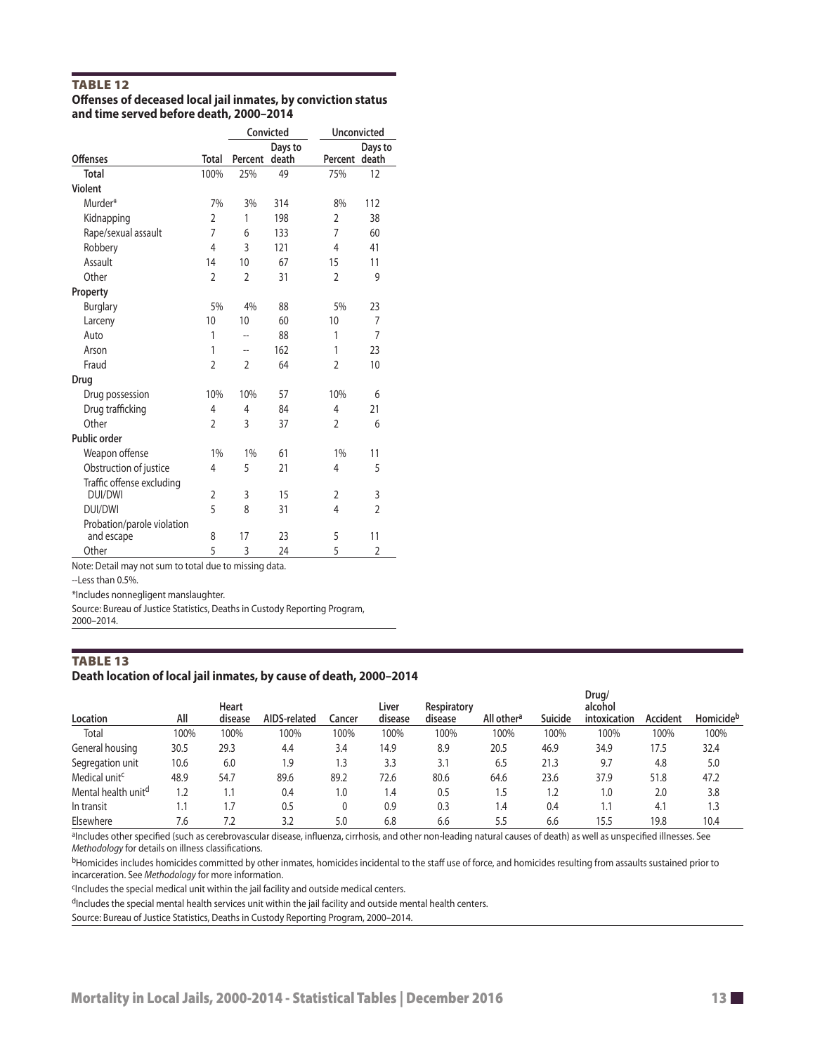## TABLE 12

**Offenses of deceased local jail inmates, by conviction status and time served before death, 2000–2014**

| | | Convicted | | Unconvicted | |
|---|---|---|---|---|---|
| Offenses | Total | Percent | Days to death | Percent | Days to death |
| **Total** | 100% | 25% | 49 | 75% | 12 |
| **Violent** | | | | | |
| Murder* | 7% | 3% | 314 | 8% | 112 |
| Kidnapping | 2 | 1 | 198 | 2 | 38 |
| Rape/sexual assault | 7 | 6 | 133 | 7 | 60 |
| Robbery | 4 | 3 | 121 | 4 | 41 |
| Assault | 14 | 10 | 67 | 15 | 11 |
| Other | 2 | 2 | 31 | 2 | 9 |
| **Property** | | | | | |
| Burglary | 5% | 4% | 88 | 5% | 23 |
| Larceny | 10 | 10 | 60 | 10 | 7 |
| Auto | 1 | -- | 88 | 1 | 7 |
| Arson | 1 | -- | 162 | 1 | 23 |
| Fraud | 2 | 2 | 64 | 2 | 10 |
| **Drug** | | | | | |
| Drug possession | 10% | 10% | 57 | 10% | 6 |
| Drug trafficking | 4 | 4 | 84 | 4 | 21 |
| Other | 2 | 3 | 37 | 2 | 6 |
| **Public order** | | | | | |
| Weapon offense | 1% | 1% | 61 | 1% | 11 |
| Obstruction of justice | 4 | 5 | 21 | 4 | 5 |
| Traffic offense excluding DUI/DWI | 2 | 3 | 15 | 2 | 3 |
| DUI/DWI | 5 | 8 | 31 | 4 | 2 |
| Probation/parole violation and escape | 8 | 17 | 23 | 5 | 11 |
| Other | 5 | 3 | 24 | 5 | 2 |

Note: Detail may not sum to total due to missing data.

--Less than 0.5%.

*Includes nonnegligent manslaughter.

Source: Bureau of Justice Statistics, Deaths in Custody Reporting Program, 2000–2014.

## TABLE 13

**Death location of local jail inmates, by cause of death, 2000–2014**

| Location | All | Heart disease | AIDS-related | Cancer | Liver disease | Respiratory disease | All other[a] | Suicide | Drug/alcohol intoxication | Accident | Homicide[b] |
|---|---|---|---|---|---|---|---|---|---|---|---|
| Total | 100% | 100% | 100% | 100% | 100% | 100% | 100% | 100% | 100% | 100% | 100% |
| General housing | 30.5 | 29.3 | 4.4 | 3.4 | 14.9 | 8.9 | 20.5 | 46.9 | 34.9 | 17.5 | 32.4 |
| Segregation unit | 10.6 | 6.0 | 1.9 | 1.3 | 3.3 | 3.1 | 6.5 | 21.3 | 9.7 | 4.8 | 5.0 |
| Medical unit[c] | 48.9 | 54.7 | 89.6 | 89.2 | 72.6 | 80.6 | 64.6 | 23.6 | 37.9 | 51.8 | 47.2 |
| Mental health unit[d] | 1.2 | 1.1 | 0.4 | 1.0 | 1.4 | 0.5 | 1.5 | 1.2 | 1.0 | 2.0 | 3.8 |
| In transit | 1.1 | 1.7 | 0.5 | 0 | 0.9 | 0.3 | 1.4 | 0.4 | 1.1 | 4.1 | 1.3 |
| Elsewhere | 7.6 | 7.2 | 3.2 | 5.0 | 6.8 | 6.6 | 5.5 | 6.6 | 15.5 | 19.8 | 10.4 |

[a]Includes other specified (such as cerebrovascular disease, influenza, cirrhosis, and other non-leading natural causes of death) as well as unspecified illnesses. See *Methodology* for details on illness classifications.

[b]Homicides includes homicides committed by other inmates, homicides incidental to the staff use of force, and homicides resulting from assaults sustained prior to incarceration. See *Methodology* for more information.

[c]Includes the special medical unit within the jail facility and outside medical centers.

[d]Includes the special mental health services unit within the jail facility and outside mental health centers.

Source: Bureau of Justice Statistics, Deaths in Custody Reporting Program, 2000–2014.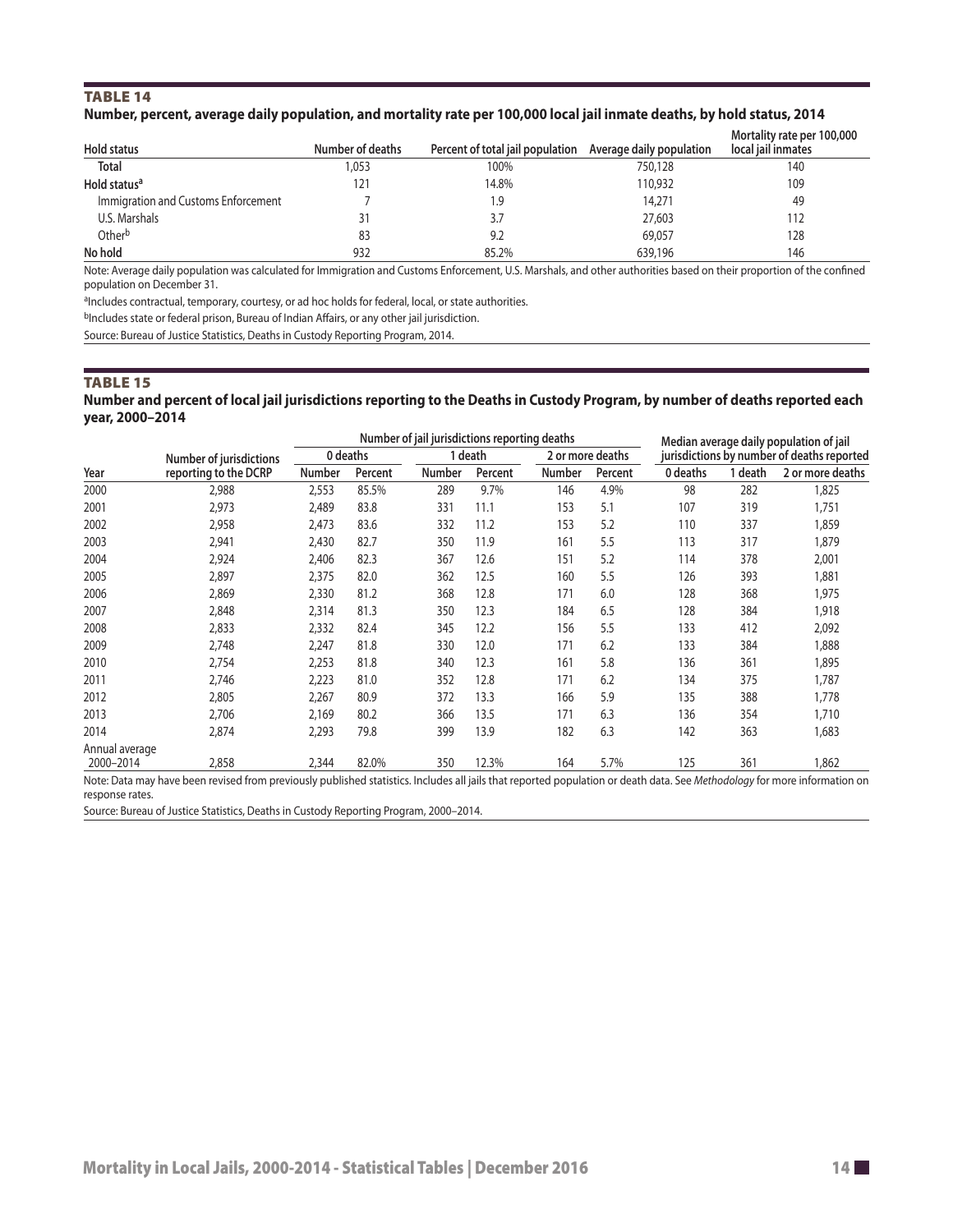## TABLE 14

**Number, percent, average daily population, and mortality rate per 100,000 local jail inmate deaths, by hold status, 2014**

| Hold status | Number of deaths | Percent of total jail population | Average daily population | Mortality rate per 100,000 local jail inmates |
|---|---|---|---|---|
| **Total** | 1,053 | 100% | 750,128 | 140 |
| **Hold status[a]** | 121 | 14.8% | 110,932 | 109 |
| Immigration and Customs Enforcement | 7 | 1.9 | 14,271 | 49 |
| U.S. Marshals | 31 | 3.7 | 27,603 | 112 |
| Other[b] | 83 | 9.2 | 69,057 | 128 |
| **No hold** | 932 | 85.2% | 639,196 | 146 |

Note: Average daily population was calculated for Immigration and Customs Enforcement, U.S. Marshals, and other authorities based on their proportion of the confined population on December 31.

[a]Includes contractual, temporary, courtesy, or ad hoc holds for federal, local, or state authorities.

[b]Includes state or federal prison, Bureau of Indian Affairs, or any other jail jurisdiction.

Source: Bureau of Justice Statistics, Deaths in Custody Reporting Program, 2014.

## TABLE 15

**Number and percent of local jail jurisdictions reporting to the Deaths in Custody Program, by number of deaths reported each year, 2000–2014**

| | | Number of jail jurisdictions reporting deaths | | | | | | Median average daily population of jail jurisdictions by number of deaths reported | | |
|---|---|---|---|---|---|---|---|---|---|---|
| | | 0 deaths | | 1 death | | 2 or more deaths | | | | |
| Year | Number of jurisdictions reporting to the DCRP | Number | Percent | Number | Percent | Number | Percent | 0 deaths | 1 death | 2 or more deaths |
| 2000 | 2,988 | 2,553 | 85.5% | 289 | 9.7% | 146 | 4.9% | 98 | 282 | 1,825 |
| 2001 | 2,973 | 2,489 | 83.8 | 331 | 11.1 | 153 | 5.1 | 107 | 319 | 1,751 |
| 2002 | 2,958 | 2,473 | 83.6 | 332 | 11.2 | 153 | 5.2 | 110 | 337 | 1,859 |
| 2003 | 2,941 | 2,430 | 82.7 | 350 | 11.9 | 161 | 5.5 | 113 | 317 | 1,879 |
| 2004 | 2,924 | 2,406 | 82.3 | 367 | 12.6 | 151 | 5.2 | 114 | 378 | 2,001 |
| 2005 | 2,897 | 2,375 | 82.0 | 362 | 12.5 | 160 | 5.5 | 126 | 393 | 1,881 |
| 2006 | 2,869 | 2,330 | 81.2 | 368 | 12.8 | 171 | 6.0 | 128 | 368 | 1,975 |
| 2007 | 2,848 | 2,314 | 81.3 | 350 | 12.3 | 184 | 6.5 | 128 | 384 | 1,918 |
| 2008 | 2,833 | 2,332 | 82.4 | 345 | 12.2 | 156 | 5.5 | 133 | 412 | 2,092 |
| 2009 | 2,748 | 2,247 | 81.8 | 330 | 12.0 | 171 | 6.2 | 133 | 384 | 1,888 |
| 2010 | 2,754 | 2,253 | 81.8 | 340 | 12.3 | 161 | 5.8 | 136 | 361 | 1,895 |
| 2011 | 2,746 | 2,223 | 81.0 | 352 | 12.8 | 171 | 6.2 | 134 | 375 | 1,787 |
| 2012 | 2,805 | 2,267 | 80.9 | 372 | 13.3 | 166 | 5.9 | 135 | 388 | 1,778 |
| 2013 | 2,706 | 2,169 | 80.2 | 366 | 13.5 | 171 | 6.3 | 136 | 354 | 1,710 |
| 2014 | 2,874 | 2,293 | 79.8 | 399 | 13.9 | 182 | 6.3 | 142 | 363 | 1,683 |
| Annual average 2000–2014 | 2,858 | 2,344 | 82.0% | 350 | 12.3% | 164 | 5.7% | 125 | 361 | 1,862 |

Note: Data may have been revised from previously published statistics. Includes all jails that reported population or death data. See *Methodology* for more information on response rates.

Source: Bureau of Justice Statistics, Deaths in Custody Reporting Program, 2000–2014.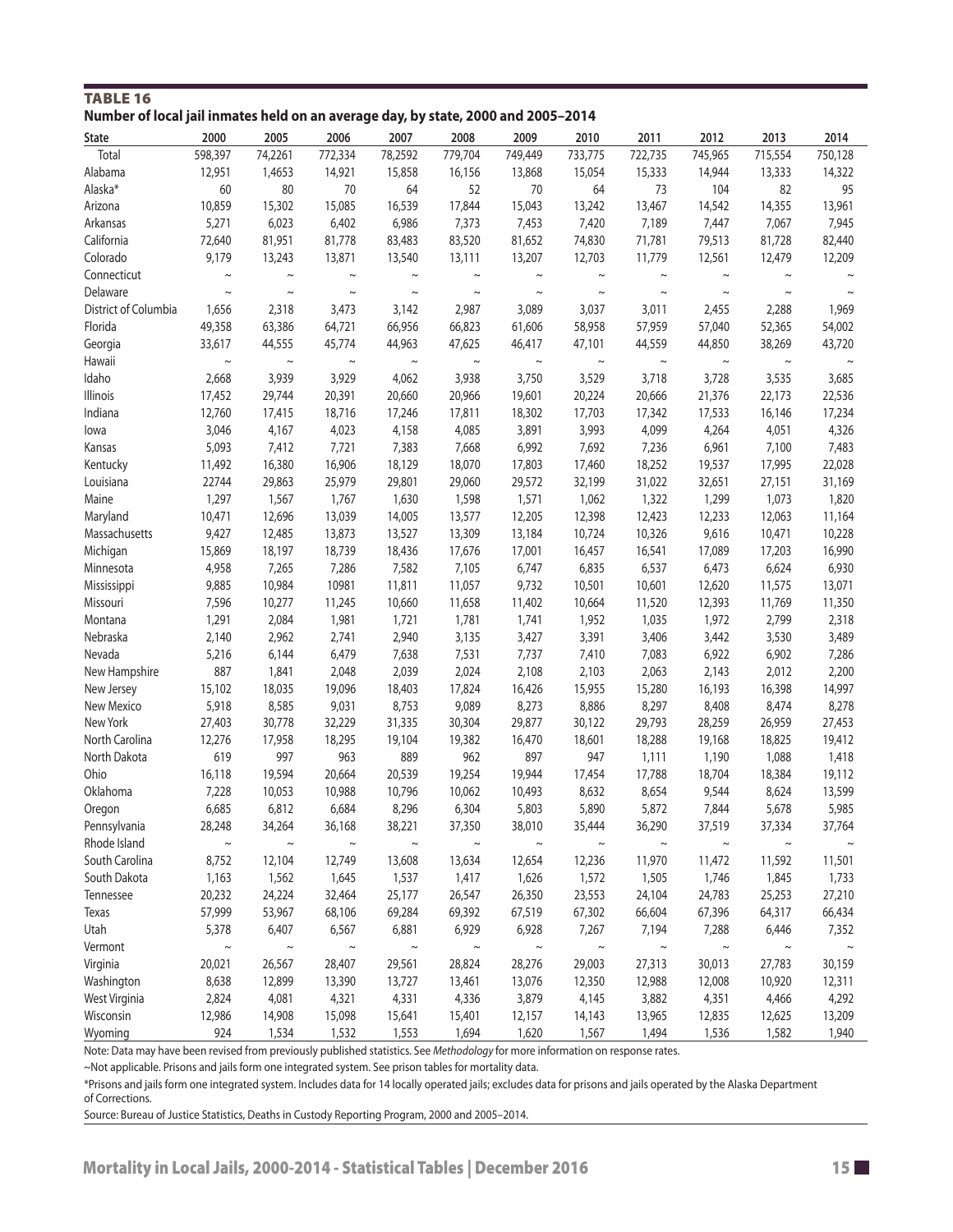**TABLE 16**

**Number of local jail inmates held on an average day, by state, 2000 and 2005–2014**

| State | 2000 | 2005 | 2006 | 2007 | 2008 | 2009 | 2010 | 2011 | 2012 | 2013 | 2014 |
|---|---|---|---|---|---|---|---|---|---|---|---|
| Total | 598,397 | 74,2261 | 772,334 | 78,2592 | 779,704 | 749,449 | 733,775 | 722,735 | 745,965 | 715,554 | 750,128 |
| Alabama | 12,951 | 1,4653 | 14,921 | 15,858 | 16,156 | 13,868 | 15,054 | 15,333 | 14,944 | 13,333 | 14,322 |
| Alaska* | 60 | 80 | 70 | 64 | 52 | 70 | 64 | 73 | 104 | 82 | 95 |
| Arizona | 10,859 | 15,302 | 15,085 | 16,539 | 17,844 | 15,043 | 13,242 | 13,467 | 14,542 | 14,355 | 13,961 |
| Arkansas | 5,271 | 6,023 | 6,402 | 6,986 | 7,373 | 7,453 | 7,420 | 7,189 | 7,447 | 7,067 | 7,945 |
| California | 72,640 | 81,951 | 81,778 | 83,483 | 83,520 | 81,652 | 74,830 | 71,781 | 79,513 | 81,728 | 82,440 |
| Colorado | 9,179 | 13,243 | 13,871 | 13,540 | 13,111 | 13,207 | 12,703 | 11,779 | 12,561 | 12,479 | 12,209 |
| Connecticut | ~ | ~ | ~ | ~ | ~ | ~ | ~ | ~ | ~ | ~ | ~ |
| Delaware | ~ | ~ | ~ | ~ | ~ | ~ | ~ | ~ | ~ | ~ | ~ |
| District of Columbia | 1,656 | 2,318 | 3,473 | 3,142 | 2,987 | 3,089 | 3,037 | 3,011 | 2,455 | 2,288 | 1,969 |
| Florida | 49,358 | 63,386 | 64,721 | 66,956 | 66,823 | 61,606 | 58,958 | 57,959 | 57,040 | 52,365 | 54,002 |
| Georgia | 33,617 | 44,555 | 45,774 | 44,963 | 47,625 | 46,417 | 47,101 | 44,559 | 44,850 | 38,269 | 43,720 |
| Hawaii | ~ | ~ | ~ | ~ | ~ | ~ | ~ | ~ | ~ | ~ | ~ |
| Idaho | 2,668 | 3,939 | 3,929 | 4,062 | 3,938 | 3,750 | 3,529 | 3,718 | 3,728 | 3,535 | 3,685 |
| Illinois | 17,452 | 29,744 | 20,391 | 20,660 | 20,966 | 19,601 | 20,224 | 20,666 | 21,376 | 22,173 | 22,536 |
| Indiana | 12,760 | 17,415 | 18,716 | 17,246 | 17,811 | 18,302 | 17,703 | 17,342 | 17,533 | 16,146 | 17,234 |
| Iowa | 3,046 | 4,167 | 4,023 | 4,158 | 4,085 | 3,891 | 3,993 | 4,099 | 4,264 | 4,051 | 4,326 |
| Kansas | 5,093 | 7,412 | 7,721 | 7,383 | 7,668 | 6,992 | 7,692 | 7,236 | 6,961 | 7,100 | 7,483 |
| Kentucky | 11,492 | 16,380 | 16,906 | 18,129 | 18,070 | 17,803 | 17,460 | 18,252 | 19,537 | 17,995 | 22,028 |
| Louisiana | 22744 | 29,863 | 25,979 | 29,801 | 29,060 | 29,572 | 32,199 | 31,022 | 32,651 | 27,151 | 31,169 |
| Maine | 1,297 | 1,567 | 1,767 | 1,630 | 1,598 | 1,571 | 1,062 | 1,322 | 1,299 | 1,073 | 1,820 |
| Maryland | 10,471 | 12,696 | 13,039 | 14,005 | 13,577 | 12,205 | 12,398 | 12,423 | 12,233 | 12,063 | 11,164 |
| Massachusetts | 9,427 | 12,485 | 13,873 | 13,527 | 13,309 | 13,184 | 10,724 | 10,326 | 9,616 | 10,471 | 10,228 |
| Michigan | 15,869 | 18,197 | 18,739 | 18,436 | 17,676 | 17,001 | 16,457 | 16,541 | 17,089 | 17,203 | 16,990 |
| Minnesota | 4,958 | 7,265 | 7,286 | 7,582 | 7,105 | 6,747 | 6,835 | 6,537 | 6,473 | 6,624 | 6,930 |
| Mississippi | 9,885 | 10,984 | 10981 | 11,811 | 11,057 | 9,732 | 10,501 | 10,601 | 12,620 | 11,575 | 13,071 |
| Missouri | 7,596 | 10,277 | 11,245 | 10,660 | 11,658 | 11,402 | 10,664 | 11,520 | 12,393 | 11,769 | 11,350 |
| Montana | 1,291 | 2,084 | 1,981 | 1,721 | 1,781 | 1,741 | 1,952 | 1,035 | 1,972 | 2,799 | 2,318 |
| Nebraska | 2,140 | 2,962 | 2,741 | 2,940 | 3,135 | 3,427 | 3,391 | 3,406 | 3,442 | 3,530 | 3,489 |
| Nevada | 5,216 | 6,144 | 6,479 | 7,638 | 7,531 | 7,737 | 7,410 | 7,083 | 6,922 | 6,902 | 7,286 |
| New Hampshire | 887 | 1,841 | 2,048 | 2,039 | 2,024 | 2,108 | 2,103 | 2,063 | 2,143 | 2,012 | 2,200 |
| New Jersey | 15,102 | 18,035 | 19,096 | 18,403 | 17,824 | 16,426 | 15,955 | 15,280 | 16,193 | 16,398 | 14,997 |
| New Mexico | 5,918 | 8,585 | 9,031 | 8,753 | 9,089 | 8,273 | 8,886 | 8,297 | 8,408 | 8,474 | 8,278 |
| New York | 27,403 | 30,778 | 32,229 | 31,335 | 30,304 | 29,877 | 30,122 | 29,793 | 28,259 | 26,959 | 27,453 |
| North Carolina | 12,276 | 17,958 | 18,295 | 19,104 | 19,382 | 16,470 | 18,601 | 18,288 | 19,168 | 18,825 | 19,412 |
| North Dakota | 619 | 997 | 963 | 889 | 962 | 897 | 947 | 1,111 | 1,190 | 1,088 | 1,418 |
| Ohio | 16,118 | 19,594 | 20,664 | 20,539 | 19,254 | 19,944 | 17,454 | 17,788 | 18,704 | 18,384 | 19,112 |
| Oklahoma | 7,228 | 10,053 | 10,988 | 10,796 | 10,062 | 10,493 | 8,632 | 8,654 | 9,544 | 8,624 | 13,599 |
| Oregon | 6,685 | 6,812 | 6,684 | 8,296 | 6,304 | 5,803 | 5,890 | 5,872 | 7,844 | 5,678 | 5,985 |
| Pennsylvania | 28,248 | 34,264 | 36,168 | 38,221 | 37,350 | 38,010 | 35,444 | 36,290 | 37,519 | 37,334 | 37,764 |
| Rhode Island | ~ | ~ | ~ | ~ | ~ | ~ | ~ | ~ | ~ | ~ | ~ |
| South Carolina | 8,752 | 12,104 | 12,749 | 13,608 | 13,634 | 12,654 | 12,236 | 11,970 | 11,472 | 11,592 | 11,501 |
| South Dakota | 1,163 | 1,562 | 1,645 | 1,537 | 1,417 | 1,626 | 1,572 | 1,505 | 1,746 | 1,845 | 1,733 |
| Tennessee | 20,232 | 24,224 | 32,464 | 25,177 | 26,547 | 26,350 | 23,553 | 24,104 | 24,783 | 25,253 | 27,210 |
| Texas | 57,999 | 53,967 | 68,106 | 69,284 | 69,392 | 67,519 | 67,302 | 66,604 | 67,396 | 64,317 | 66,434 |
| Utah | 5,378 | 6,407 | 6,567 | 6,881 | 6,929 | 6,928 | 7,267 | 7,194 | 7,288 | 6,446 | 7,352 |
| Vermont | ~ | ~ | ~ | ~ | ~ | ~ | ~ | ~ | ~ | ~ | ~ |
| Virginia | 20,021 | 26,567 | 28,407 | 29,561 | 28,824 | 28,276 | 29,003 | 27,313 | 30,013 | 27,783 | 30,159 |
| Washington | 8,638 | 12,899 | 13,390 | 13,727 | 13,461 | 13,076 | 12,350 | 12,988 | 12,008 | 10,920 | 12,311 |
| West Virginia | 2,824 | 4,081 | 4,321 | 4,331 | 4,336 | 3,879 | 4,145 | 3,882 | 4,351 | 4,466 | 4,292 |
| Wisconsin | 12,986 | 14,908 | 15,098 | 15,641 | 15,401 | 12,157 | 14,143 | 13,965 | 12,835 | 12,625 | 13,209 |
| Wyoming | 924 | 1,534 | 1,532 | 1,553 | 1,694 | 1,620 | 1,567 | 1,494 | 1,536 | 1,582 | 1,940 |

Note: Data may have been revised from previously published statistics. See *Methodology* for more information on response rates.

~Not applicable. Prisons and jails form one integrated system. See prison tables for mortality data.

*Prisons and jails form one integrated system. Includes data for 14 locally operated jails; excludes data for prisons and jails operated by the Alaska Department of Corrections.

Source: Bureau of Justice Statistics, Deaths in Custody Reporting Program, 2000 and 2005–2014.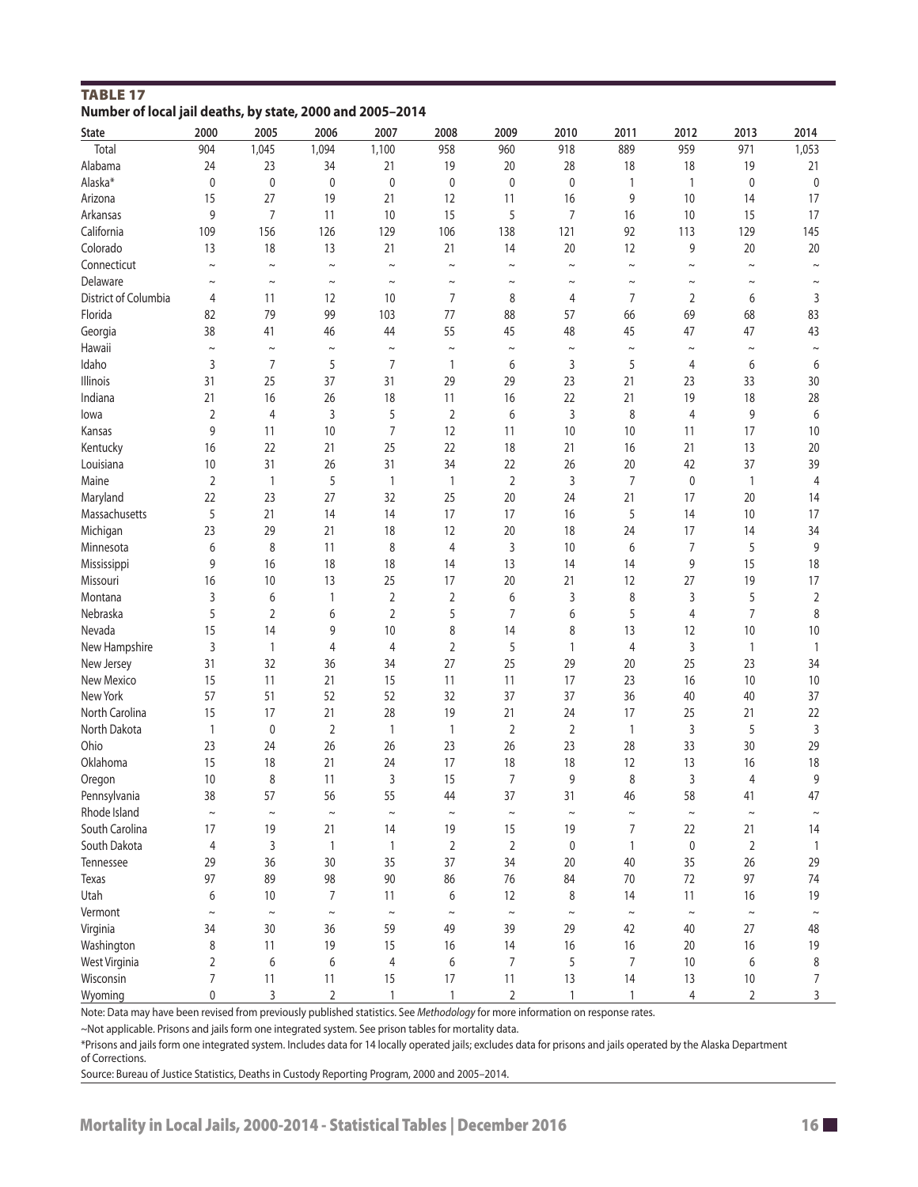**TABLE 17**
**Number of local jail deaths, by state, 2000 and 2005–2014**

| State | 2000 | 2005 | 2006 | 2007 | 2008 | 2009 | 2010 | 2011 | 2012 | 2013 | 2014 |
|---|---|---|---|---|---|---|---|---|---|---|---|
| Total | 904 | 1,045 | 1,094 | 1,100 | 958 | 960 | 918 | 889 | 959 | 971 | 1,053 |
| Alabama | 24 | 23 | 34 | 21 | 19 | 20 | 28 | 18 | 18 | 19 | 21 |
| Alaska* | 0 | 0 | 0 | 0 | 0 | 0 | 0 | 1 | 1 | 0 | 0 |
| Arizona | 15 | 27 | 19 | 21 | 12 | 11 | 16 | 9 | 10 | 14 | 17 |
| Arkansas | 9 | 7 | 11 | 10 | 15 | 5 | 7 | 16 | 10 | 15 | 17 |
| California | 109 | 156 | 126 | 129 | 106 | 138 | 121 | 92 | 113 | 129 | 145 |
| Colorado | 13 | 18 | 13 | 21 | 21 | 14 | 20 | 12 | 9 | 20 | 20 |
| Connecticut | ~ | ~ | ~ | ~ | ~ | ~ | ~ | ~ | ~ | ~ | ~ |
| Delaware | ~ | ~ | ~ | ~ | ~ | ~ | ~ | ~ | ~ | ~ | ~ |
| District of Columbia | 4 | 11 | 12 | 10 | 7 | 8 | 4 | 7 | 2 | 6 | 3 |
| Florida | 82 | 79 | 99 | 103 | 77 | 88 | 57 | 66 | 69 | 68 | 83 |
| Georgia | 38 | 41 | 46 | 44 | 55 | 45 | 48 | 45 | 47 | 47 | 43 |
| Hawaii | ~ | ~ | ~ | ~ | ~ | ~ | ~ | ~ | ~ | ~ | ~ |
| Idaho | 3 | 7 | 5 | 7 | 1 | 6 | 3 | 5 | 4 | 6 | 6 |
| Illinois | 31 | 25 | 37 | 31 | 29 | 29 | 23 | 21 | 23 | 33 | 30 |
| Indiana | 21 | 16 | 26 | 18 | 11 | 16 | 22 | 21 | 19 | 18 | 28 |
| Iowa | 2 | 4 | 3 | 5 | 2 | 6 | 3 | 8 | 4 | 9 | 6 |
| Kansas | 9 | 11 | 10 | 7 | 12 | 11 | 10 | 10 | 11 | 17 | 10 |
| Kentucky | 16 | 22 | 21 | 25 | 22 | 18 | 21 | 16 | 21 | 13 | 20 |
| Louisiana | 10 | 31 | 26 | 31 | 34 | 22 | 26 | 20 | 42 | 37 | 39 |
| Maine | 2 | 1 | 5 | 1 | 1 | 2 | 3 | 7 | 0 | 1 | 4 |
| Maryland | 22 | 23 | 27 | 32 | 25 | 20 | 24 | 21 | 17 | 20 | 14 |
| Massachusetts | 5 | 21 | 14 | 14 | 17 | 17 | 16 | 5 | 14 | 10 | 17 |
| Michigan | 23 | 29 | 21 | 18 | 12 | 20 | 18 | 24 | 17 | 14 | 34 |
| Minnesota | 6 | 8 | 11 | 8 | 4 | 3 | 10 | 6 | 7 | 5 | 9 |
| Mississippi | 9 | 16 | 18 | 18 | 14 | 13 | 14 | 14 | 9 | 15 | 18 |
| Missouri | 16 | 10 | 13 | 25 | 17 | 20 | 21 | 12 | 27 | 19 | 17 |
| Montana | 3 | 6 | 1 | 2 | 2 | 6 | 3 | 8 | 3 | 5 | 2 |
| Nebraska | 5 | 2 | 6 | 2 | 5 | 7 | 6 | 5 | 4 | 7 | 8 |
| Nevada | 15 | 14 | 9 | 10 | 8 | 14 | 8 | 13 | 12 | 10 | 10 |
| New Hampshire | 3 | 1 | 4 | 4 | 2 | 5 | 1 | 4 | 3 | 1 | 1 |
| New Jersey | 31 | 32 | 36 | 34 | 27 | 25 | 29 | 20 | 25 | 23 | 34 |
| New Mexico | 15 | 11 | 21 | 15 | 11 | 11 | 17 | 23 | 16 | 10 | 10 |
| New York | 57 | 51 | 52 | 52 | 32 | 37 | 37 | 36 | 40 | 40 | 37 |
| North Carolina | 15 | 17 | 21 | 28 | 19 | 21 | 24 | 17 | 25 | 21 | 22 |
| North Dakota | 1 | 0 | 2 | 1 | 1 | 2 | 2 | 1 | 3 | 5 | 3 |
| Ohio | 23 | 24 | 26 | 26 | 23 | 26 | 23 | 28 | 33 | 30 | 29 |
| Oklahoma | 15 | 18 | 21 | 24 | 17 | 18 | 18 | 12 | 13 | 16 | 18 |
| Oregon | 10 | 8 | 11 | 3 | 15 | 7 | 9 | 8 | 3 | 4 | 9 |
| Pennsylvania | 38 | 57 | 56 | 55 | 44 | 37 | 31 | 46 | 58 | 41 | 47 |
| Rhode Island | ~ | ~ | ~ | ~ | ~ | ~ | ~ | ~ | ~ | ~ | ~ |
| South Carolina | 17 | 19 | 21 | 14 | 19 | 15 | 19 | 7 | 22 | 21 | 14 |
| South Dakota | 4 | 3 | 1 | 1 | 2 | 2 | 0 | 1 | 0 | 2 | 1 |
| Tennessee | 29 | 36 | 30 | 35 | 37 | 34 | 20 | 40 | 35 | 26 | 29 |
| Texas | 97 | 89 | 98 | 90 | 86 | 76 | 84 | 70 | 72 | 97 | 74 |
| Utah | 6 | 10 | 7 | 11 | 6 | 12 | 8 | 14 | 11 | 16 | 19 |
| Vermont | ~ | ~ | ~ | ~ | ~ | ~ | ~ | ~ | ~ | ~ | ~ |
| Virginia | 34 | 30 | 36 | 59 | 49 | 39 | 29 | 42 | 40 | 27 | 48 |
| Washington | 8 | 11 | 19 | 15 | 16 | 14 | 16 | 16 | 20 | 16 | 19 |
| West Virginia | 2 | 6 | 6 | 4 | 6 | 7 | 5 | 7 | 10 | 6 | 8 |
| Wisconsin | 7 | 11 | 11 | 15 | 17 | 11 | 13 | 14 | 13 | 10 | 7 |
| Wyoming | 0 | 3 | 2 | 1 | 1 | 2 | 1 | 1 | 4 | 2 | 3 |

Note: Data may have been revised from previously published statistics. See *Methodology* for more information on response rates.

~Not applicable. Prisons and jails form one integrated system. See prison tables for mortality data.

*Prisons and jails form one integrated system. Includes data for 14 locally operated jails; excludes data for prisons and jails operated by the Alaska Department of Corrections.

Source: Bureau of Justice Statistics, Deaths in Custody Reporting Program, 2000 and 2005–2014.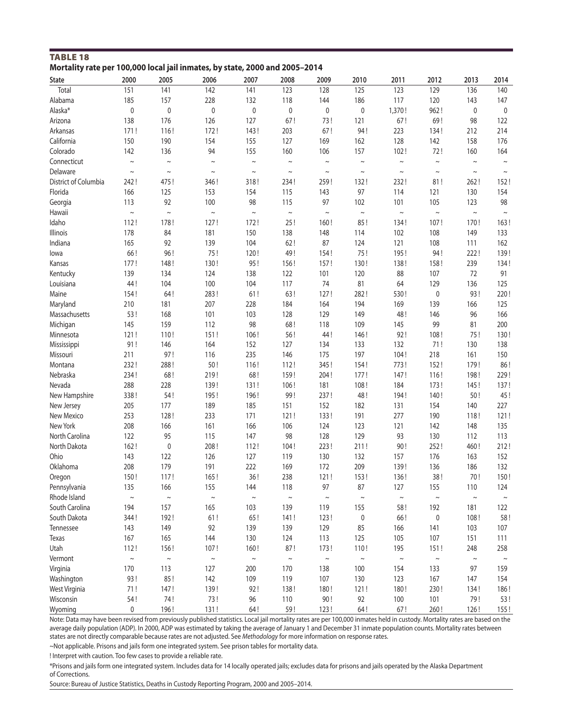**TABLE 18**

**Mortality rate per 100,000 local jail inmates, by state, 2000 and 2005–2014**

| State | 2000 | 2005 | 2006 | 2007 | 2008 | 2009 | 2010 | 2011 | 2012 | 2013 | 2014 |
|---|---|---|---|---|---|---|---|---|---|---|---|
| Total | 151 | 141 | 142 | 141 | 123 | 128 | 125 | 123 | 129 | 136 | 140 |
| Alabama | 185 | 157 | 228 | 132 | 118 | 144 | 186 | 117 | 120 | 143 | 147 |
| Alaska* | 0 | 0 | 0 | 0 | 0 | 0 | 0 | 1,370 ! | 962 ! | 0 | 0 |
| Arizona | 138 | 176 | 126 | 127 | 67 ! | 73 ! | 121 | 67 ! | 69 ! | 98 | 122 |
| Arkansas | 171 ! | 116 ! | 172 ! | 143 ! | 203 | 67 ! | 94 ! | 223 | 134 ! | 212 | 214 |
| California | 150 | 190 | 154 | 155 | 127 | 169 | 162 | 128 | 142 | 158 | 176 |
| Colorado | 142 | 136 | 94 | 155 | 160 | 106 | 157 | 102 ! | 72 ! | 160 | 164 |
| Connecticut | ~ | ~ | ~ | ~ | ~ | ~ | ~ | ~ | ~ | ~ | ~ |
| Delaware | ~ | ~ | ~ | ~ | ~ | ~ | ~ | ~ | ~ | ~ | ~ |
| District of Columbia | 242 ! | 475 ! | 346 ! | 318 ! | 234 ! | 259 ! | 132 ! | 232 ! | 81 ! | 262 ! | 152 ! |
| Florida | 166 | 125 | 153 | 154 | 115 | 143 | 97 | 114 | 121 | 130 | 154 |
| Georgia | 113 | 92 | 100 | 98 | 115 | 97 | 102 | 101 | 105 | 123 | 98 |
| Hawaii | ~ | ~ | ~ | ~ | ~ | ~ | ~ | ~ | ~ | ~ | ~ |
| Idaho | 112 ! | 178 ! | 127 ! | 172 ! | 25 ! | 160 ! | 85 ! | 134 ! | 107 ! | 170 ! | 163 ! |
| Illinois | 178 | 84 | 181 | 150 | 138 | 148 | 114 | 102 | 108 | 149 | 133 |
| Indiana | 165 | 92 | 139 | 104 | 62 ! | 87 | 124 | 121 | 108 | 111 | 162 |
| Iowa | 66 ! | 96 ! | 75 ! | 120 ! | 49 ! | 154 ! | 75 ! | 195 ! | 94 ! | 222 ! | 139 ! |
| Kansas | 177 ! | 148 ! | 130 ! | 95 ! | 156 ! | 157 ! | 130 ! | 138 ! | 158 ! | 239 | 134 ! |
| Kentucky | 139 | 134 | 124 | 138 | 122 | 101 | 120 | 88 | 107 | 72 | 91 |
| Louisiana | 44 ! | 104 | 100 | 104 | 117 | 74 | 81 | 64 | 129 | 136 | 125 |
| Maine | 154 ! | 64 ! | 283 ! | 61 ! | 63 ! | 127 ! | 282 ! | 530 ! | 0 | 93 ! | 220 ! |
| Maryland | 210 | 181 | 207 | 228 | 184 | 164 | 194 | 169 | 139 | 166 | 125 |
| Massachusetts | 53 ! | 168 | 101 | 103 | 128 | 129 | 149 | 48 ! | 146 | 96 | 166 |
| Michigan | 145 | 159 | 112 | 98 | 68 ! | 118 | 109 | 145 | 99 | 81 | 200 |
| Minnesota | 121 ! | 110 ! | 151 ! | 106 ! | 56 ! | 44 ! | 146 ! | 92 ! | 108 ! | 75 ! | 130 ! |
| Mississippi | 91 ! | 146 | 164 | 152 | 127 | 134 | 133 | 132 | 71 ! | 130 | 138 |
| Missouri | 211 | 97 ! | 116 | 235 | 146 | 175 | 197 | 104 ! | 218 | 161 | 150 |
| Montana | 232 ! | 288 ! | 50 ! | 116 ! | 112 ! | 345 ! | 154 ! | 773 ! | 152 ! | 179 ! | 86 ! |
| Nebraska | 234 ! | 68 ! | 219 ! | 68 ! | 159 ! | 204 ! | 177 ! | 147 ! | 116 ! | 198 ! | 229 ! |
| Nevada | 288 | 228 | 139 ! | 131 ! | 106 ! | 181 | 108 ! | 184 | 173 ! | 145 ! | 137 ! |
| New Hampshire | 338 ! | 54 ! | 195 ! | 196 ! | 99 ! | 237 ! | 48 ! | 194 ! | 140 ! | 50 ! | 45 ! |
| New Jersey | 205 | 177 | 189 | 185 | 151 | 152 | 182 | 131 | 154 | 140 | 227 |
| New Mexico | 253 | 128 ! | 233 | 171 | 121 ! | 133 ! | 191 | 277 | 190 | 118 ! | 121 ! |
| New York | 208 | 166 | 161 | 166 | 106 | 124 | 123 | 121 | 142 | 148 | 135 |
| North Carolina | 122 | 95 | 115 | 147 | 98 | 128 | 129 | 93 | 130 | 112 | 113 |
| North Dakota | 162 ! | 0 | 208 ! | 112 ! | 104 ! | 223 ! | 211 ! | 90 ! | 252 ! | 460 ! | 212 ! |
| Ohio | 143 | 122 | 126 | 127 | 119 | 130 | 132 | 157 | 176 | 163 | 152 |
| Oklahoma | 208 | 179 | 191 | 222 | 169 | 172 | 209 | 139 ! | 136 | 186 | 132 |
| Oregon | 150 ! | 117 ! | 165 ! | 36 ! | 238 | 121 ! | 153 ! | 136 ! | 38 ! | 70 ! | 150 ! |
| Pennsylvania | 135 | 166 | 155 | 144 | 118 | 97 | 87 | 127 | 155 | 110 | 124 |
| Rhode Island | ~ | ~ | ~ | ~ | ~ | ~ | ~ | ~ | ~ | ~ | ~ |
| South Carolina | 194 | 157 | 165 | 103 | 139 | 119 | 155 | 58 ! | 192 | 181 | 122 |
| South Dakota | 344 ! | 192 ! | 61 ! | 65 ! | 141 ! | 123 ! | 0 | 66 ! | 0 | 108 ! | 58 ! |
| Tennessee | 143 | 149 | 92 | 139 | 139 | 129 | 85 | 166 | 141 | 103 | 107 |
| Texas | 167 | 165 | 144 | 130 | 124 | 113 | 125 | 105 | 107 | 151 | 111 |
| Utah | 112 ! | 156 ! | 107 ! | 160 ! | 87 ! | 173 ! | 110 ! | 195 | 151 ! | 248 | 258 |
| Vermont | ~ | ~ | ~ | ~ | ~ | ~ | ~ | ~ | ~ | ~ | ~ |
| Virginia | 170 | 113 | 127 | 200 | 170 | 138 | 100 | 154 | 133 | 97 | 159 |
| Washington | 93 ! | 85 ! | 142 | 109 | 119 | 107 | 130 | 123 | 167 | 147 | 154 |
| West Virginia | 71 ! | 147 ! | 139 ! | 92 ! | 138 ! | 180 ! | 121 ! | 180 ! | 230 ! | 134 ! | 186 ! |
| Wisconsin | 54 ! | 74 ! | 73 ! | 96 | 110 | 90 ! | 92 | 100 | 101 | 79 ! | 53 ! |
| Wyoming | 0 | 196 ! | 131 ! | 64 ! | 59 ! | 123 ! | 64 ! | 67 ! | 260 ! | 126 ! | 155 ! |

Note: Data may have been revised from previously published statistics. Local jail mortality rates are per 100,000 inmates held in custody. Mortality rates are based on the average daily population (ADP). In 2000, ADP was estimated by taking the average of January 1 and December 31 inmate population counts. Mortality rates between states are not directly comparable because rates are not adjusted. See *Methodology* for more information on response rates.

~Not applicable. Prisons and jails form one integrated system. See prison tables for mortality data.

! Interpret with caution. Too few cases to provide a reliable rate.

*Prisons and jails form one integrated system. Includes data for 14 locally operated jails; excludes data for prisons and jails operated by the Alaska Department of Corrections.

Source: Bureau of Justice Statistics, Deaths in Custody Reporting Program, 2000 and 2005–2014.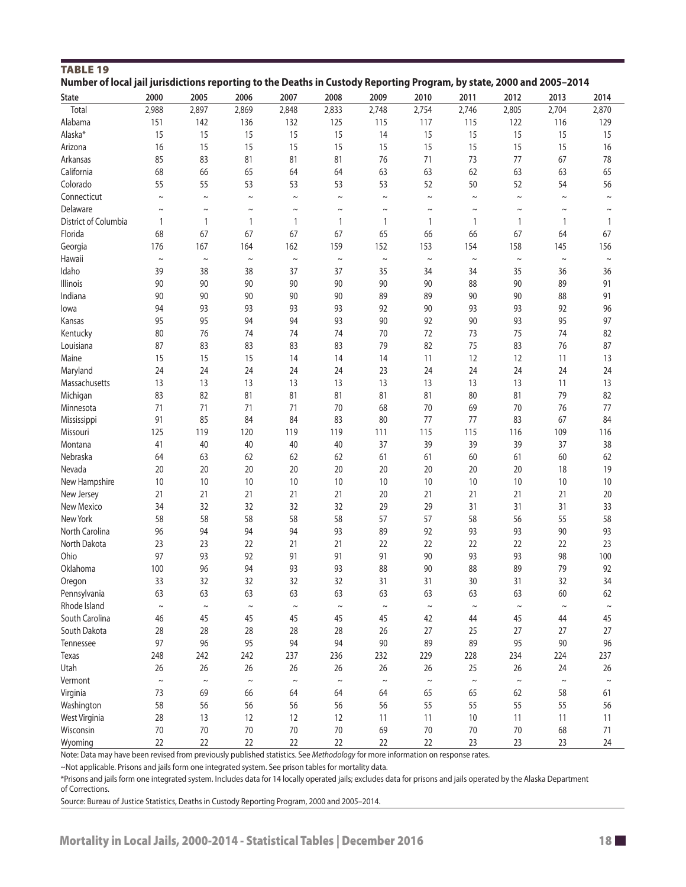**TABLE 19**

**Number of local jail jurisdictions reporting to the Deaths in Custody Reporting Program, by state, 2000 and 2005–2014**

| State | 2000 | 2005 | 2006 | 2007 | 2008 | 2009 | 2010 | 2011 | 2012 | 2013 | 2014 |
|---|---|---|---|---|---|---|---|---|---|---|---|
| Total | 2,988 | 2,897 | 2,869 | 2,848 | 2,833 | 2,748 | 2,754 | 2,746 | 2,805 | 2,704 | 2,870 |
| Alabama | 151 | 142 | 136 | 132 | 125 | 115 | 117 | 115 | 122 | 116 | 129 |
| Alaska* | 15 | 15 | 15 | 15 | 15 | 14 | 15 | 15 | 15 | 15 | 15 |
| Arizona | 16 | 15 | 15 | 15 | 15 | 15 | 15 | 15 | 15 | 15 | 16 |
| Arkansas | 85 | 83 | 81 | 81 | 81 | 76 | 71 | 73 | 77 | 67 | 78 |
| California | 68 | 66 | 65 | 64 | 64 | 63 | 63 | 62 | 63 | 63 | 65 |
| Colorado | 55 | 55 | 53 | 53 | 53 | 53 | 52 | 50 | 52 | 54 | 56 |
| Connecticut | ~ | ~ | ~ | ~ | ~ | ~ | ~ | ~ | ~ | ~ | ~ |
| Delaware | ~ | ~ | ~ | ~ | ~ | ~ | ~ | ~ | ~ | ~ | ~ |
| District of Columbia | 1 | 1 | 1 | 1 | 1 | 1 | 1 | 1 | 1 | 1 | 1 |
| Florida | 68 | 67 | 67 | 67 | 67 | 65 | 66 | 66 | 67 | 64 | 67 |
| Georgia | 176 | 167 | 164 | 162 | 159 | 152 | 153 | 154 | 158 | 145 | 156 |
| Hawaii | ~ | ~ | ~ | ~ | ~ | ~ | ~ | ~ | ~ | ~ | ~ |
| Idaho | 39 | 38 | 38 | 37 | 37 | 35 | 34 | 34 | 35 | 36 | 36 |
| Illinois | 90 | 90 | 90 | 90 | 90 | 90 | 90 | 88 | 90 | 89 | 91 |
| Indiana | 90 | 90 | 90 | 90 | 90 | 89 | 89 | 90 | 90 | 88 | 91 |
| Iowa | 94 | 93 | 93 | 93 | 93 | 92 | 90 | 93 | 93 | 92 | 96 |
| Kansas | 95 | 95 | 94 | 94 | 93 | 90 | 92 | 90 | 93 | 95 | 97 |
| Kentucky | 80 | 76 | 74 | 74 | 74 | 70 | 72 | 73 | 75 | 74 | 82 |
| Louisiana | 87 | 83 | 83 | 83 | 83 | 79 | 82 | 75 | 83 | 76 | 87 |
| Maine | 15 | 15 | 15 | 14 | 14 | 14 | 11 | 12 | 12 | 11 | 13 |
| Maryland | 24 | 24 | 24 | 24 | 24 | 23 | 24 | 24 | 24 | 24 | 24 |
| Massachusetts | 13 | 13 | 13 | 13 | 13 | 13 | 13 | 13 | 13 | 11 | 13 |
| Michigan | 83 | 82 | 81 | 81 | 81 | 81 | 81 | 80 | 81 | 79 | 82 |
| Minnesota | 71 | 71 | 71 | 71 | 70 | 68 | 70 | 69 | 70 | 76 | 77 |
| Mississippi | 91 | 85 | 84 | 84 | 83 | 80 | 77 | 77 | 83 | 67 | 84 |
| Missouri | 125 | 119 | 120 | 119 | 119 | 111 | 115 | 115 | 116 | 109 | 116 |
| Montana | 41 | 40 | 40 | 40 | 40 | 37 | 39 | 39 | 39 | 37 | 38 |
| Nebraska | 64 | 63 | 62 | 62 | 62 | 61 | 61 | 60 | 61 | 60 | 62 |
| Nevada | 20 | 20 | 20 | 20 | 20 | 20 | 20 | 20 | 20 | 18 | 19 |
| New Hampshire | 10 | 10 | 10 | 10 | 10 | 10 | 10 | 10 | 10 | 10 | 10 |
| New Jersey | 21 | 21 | 21 | 21 | 21 | 20 | 21 | 21 | 21 | 21 | 20 |
| New Mexico | 34 | 32 | 32 | 32 | 32 | 29 | 29 | 31 | 31 | 31 | 33 |
| New York | 58 | 58 | 58 | 58 | 58 | 57 | 57 | 58 | 56 | 55 | 58 |
| North Carolina | 96 | 94 | 94 | 94 | 93 | 89 | 92 | 93 | 93 | 90 | 93 |
| North Dakota | 23 | 23 | 22 | 21 | 21 | 22 | 22 | 22 | 22 | 22 | 23 |
| Ohio | 97 | 93 | 92 | 91 | 91 | 91 | 90 | 93 | 93 | 98 | 100 |
| Oklahoma | 100 | 96 | 94 | 93 | 93 | 88 | 90 | 88 | 89 | 79 | 92 |
| Oregon | 33 | 32 | 32 | 32 | 32 | 31 | 31 | 30 | 31 | 32 | 34 |
| Pennsylvania | 63 | 63 | 63 | 63 | 63 | 63 | 63 | 63 | 63 | 60 | 62 |
| Rhode Island | ~ | ~ | ~ | ~ | ~ | ~ | ~ | ~ | ~ | ~ | ~ |
| South Carolina | 46 | 45 | 45 | 45 | 45 | 45 | 42 | 44 | 45 | 44 | 45 |
| South Dakota | 28 | 28 | 28 | 28 | 28 | 26 | 27 | 25 | 27 | 27 | 27 |
| Tennessee | 97 | 96 | 95 | 94 | 94 | 90 | 89 | 89 | 95 | 90 | 96 |
| Texas | 248 | 242 | 242 | 237 | 236 | 232 | 229 | 228 | 234 | 224 | 237 |
| Utah | 26 | 26 | 26 | 26 | 26 | 26 | 26 | 25 | 26 | 24 | 26 |
| Vermont | ~ | ~ | ~ | ~ | ~ | ~ | ~ | ~ | ~ | ~ | ~ |
| Virginia | 73 | 69 | 66 | 64 | 64 | 64 | 65 | 65 | 62 | 58 | 61 |
| Washington | 58 | 56 | 56 | 56 | 56 | 56 | 55 | 55 | 55 | 55 | 56 |
| West Virginia | 28 | 13 | 12 | 12 | 12 | 11 | 11 | 10 | 11 | 11 | 11 |
| Wisconsin | 70 | 70 | 70 | 70 | 70 | 69 | 70 | 70 | 70 | 68 | 71 |
| Wyoming | 22 | 22 | 22 | 22 | 22 | 22 | 22 | 23 | 23 | 23 | 24 |

Note: Data may have been revised from previously published statistics. See *Methodology* for more information on response rates.

~Not applicable. Prisons and jails form one integrated system. See prison tables for mortality data.

*Prisons and jails form one integrated system. Includes data for 14 locally operated jails; excludes data for prisons and jails operated by the Alaska Department of Corrections.

Source: Bureau of Justice Statistics, Deaths in Custody Reporting Program, 2000 and 2005–2014.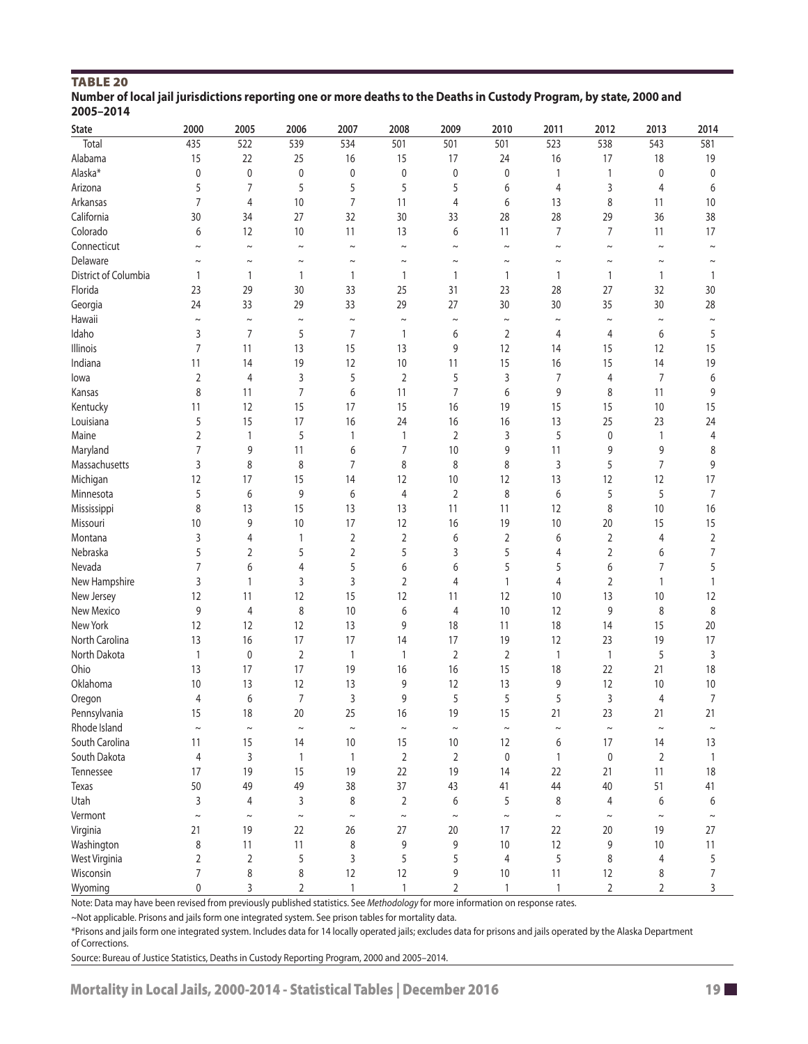**TABLE 20**

**Number of local jail jurisdictions reporting one or more deaths to the Deaths in Custody Program, by state, 2000 and 2005–2014**

| State | 2000 | 2005 | 2006 | 2007 | 2008 | 2009 | 2010 | 2011 | 2012 | 2013 | 2014 |
|---|---|---|---|---|---|---|---|---|---|---|---|
| Total | 435 | 522 | 539 | 534 | 501 | 501 | 501 | 523 | 538 | 543 | 581 |
| Alabama | 15 | 22 | 25 | 16 | 15 | 17 | 24 | 16 | 17 | 18 | 19 |
| Alaska* | 0 | 0 | 0 | 0 | 0 | 0 | 0 | 1 | 1 | 0 | 0 |
| Arizona | 5 | 7 | 5 | 5 | 5 | 5 | 6 | 4 | 3 | 4 | 6 |
| Arkansas | 7 | 4 | 10 | 7 | 11 | 4 | 6 | 13 | 8 | 11 | 10 |
| California | 30 | 34 | 27 | 32 | 30 | 33 | 28 | 28 | 29 | 36 | 38 |
| Colorado | 6 | 12 | 10 | 11 | 13 | 6 | 11 | 7 | 7 | 11 | 17 |
| Connecticut | ~ | ~ | ~ | ~ | ~ | ~ | ~ | ~ | ~ | ~ | ~ |
| Delaware | ~ | ~ | ~ | ~ | ~ | ~ | ~ | ~ | ~ | ~ | ~ |
| District of Columbia | 1 | 1 | 1 | 1 | 1 | 1 | 1 | 1 | 1 | 1 | 1 |
| Florida | 23 | 29 | 30 | 33 | 25 | 31 | 23 | 28 | 27 | 32 | 30 |
| Georgia | 24 | 33 | 29 | 33 | 29 | 27 | 30 | 30 | 35 | 30 | 28 |
| Hawaii | ~ | ~ | ~ | ~ | ~ | ~ | ~ | ~ | ~ | ~ | ~ |
| Idaho | 3 | 7 | 5 | 7 | 1 | 6 | 2 | 4 | 4 | 6 | 5 |
| Illinois | 7 | 11 | 13 | 15 | 13 | 9 | 12 | 14 | 15 | 12 | 15 |
| Indiana | 11 | 14 | 19 | 12 | 10 | 11 | 15 | 16 | 15 | 14 | 19 |
| Iowa | 2 | 4 | 3 | 5 | 2 | 5 | 3 | 7 | 4 | 7 | 6 |
| Kansas | 8 | 11 | 7 | 6 | 11 | 7 | 6 | 9 | 8 | 11 | 9 |
| Kentucky | 11 | 12 | 15 | 17 | 15 | 16 | 19 | 15 | 15 | 10 | 15 |
| Louisiana | 5 | 15 | 17 | 16 | 24 | 16 | 16 | 13 | 25 | 23 | 24 |
| Maine | 2 | 1 | 5 | 1 | 1 | 2 | 3 | 5 | 0 | 1 | 4 |
| Maryland | 7 | 9 | 11 | 6 | 7 | 10 | 9 | 11 | 9 | 9 | 8 |
| Massachusetts | 3 | 8 | 8 | 7 | 8 | 8 | 8 | 3 | 5 | 7 | 9 |
| Michigan | 12 | 17 | 15 | 14 | 12 | 10 | 12 | 13 | 12 | 12 | 17 |
| Minnesota | 5 | 6 | 9 | 6 | 4 | 2 | 8 | 6 | 5 | 5 | 7 |
| Mississippi | 8 | 13 | 15 | 13 | 13 | 11 | 11 | 12 | 8 | 10 | 16 |
| Missouri | 10 | 9 | 10 | 17 | 12 | 16 | 19 | 10 | 20 | 15 | 15 |
| Montana | 3 | 4 | 1 | 2 | 2 | 6 | 2 | 6 | 2 | 4 | 2 |
| Nebraska | 5 | 2 | 5 | 2 | 5 | 3 | 5 | 4 | 2 | 6 | 7 |
| Nevada | 7 | 6 | 4 | 5 | 6 | 6 | 5 | 5 | 6 | 7 | 5 |
| New Hampshire | 3 | 1 | 3 | 3 | 2 | 4 | 1 | 4 | 2 | 1 | 1 |
| New Jersey | 12 | 11 | 12 | 15 | 12 | 11 | 12 | 10 | 13 | 10 | 12 |
| New Mexico | 9 | 4 | 8 | 10 | 6 | 4 | 10 | 12 | 9 | 8 | 8 |
| New York | 12 | 12 | 12 | 13 | 9 | 18 | 11 | 18 | 14 | 15 | 20 |
| North Carolina | 13 | 16 | 17 | 17 | 14 | 17 | 19 | 12 | 23 | 19 | 17 |
| North Dakota | 1 | 0 | 2 | 1 | 1 | 2 | 2 | 1 | 1 | 5 | 3 |
| Ohio | 13 | 17 | 17 | 19 | 16 | 16 | 15 | 18 | 22 | 21 | 18 |
| Oklahoma | 10 | 13 | 12 | 13 | 9 | 12 | 13 | 9 | 12 | 10 | 10 |
| Oregon | 4 | 6 | 7 | 3 | 9 | 5 | 5 | 5 | 3 | 4 | 7 |
| Pennsylvania | 15 | 18 | 20 | 25 | 16 | 19 | 15 | 21 | 23 | 21 | 21 |
| Rhode Island | ~ | ~ | ~ | ~ | ~ | ~ | ~ | ~ | ~ | ~ | ~ |
| South Carolina | 11 | 15 | 14 | 10 | 15 | 10 | 12 | 6 | 17 | 14 | 13 |
| South Dakota | 4 | 3 | 1 | 1 | 2 | 2 | 0 | 1 | 0 | 2 | 1 |
| Tennessee | 17 | 19 | 15 | 19 | 22 | 19 | 14 | 22 | 21 | 11 | 18 |
| Texas | 50 | 49 | 49 | 38 | 37 | 43 | 41 | 44 | 40 | 51 | 41 |
| Utah | 3 | 4 | 3 | 8 | 2 | 6 | 5 | 8 | 4 | 6 | 6 |
| Vermont | ~ | ~ | ~ | ~ | ~ | ~ | ~ | ~ | ~ | ~ | ~ |
| Virginia | 21 | 19 | 22 | 26 | 27 | 20 | 17 | 22 | 20 | 19 | 27 |
| Washington | 8 | 11 | 11 | 8 | 9 | 9 | 10 | 12 | 9 | 10 | 11 |
| West Virginia | 2 | 2 | 5 | 3 | 5 | 5 | 4 | 5 | 8 | 4 | 5 |
| Wisconsin | 7 | 8 | 8 | 12 | 12 | 9 | 10 | 11 | 12 | 8 | 7 |
| Wyoming | 0 | 3 | 2 | 1 | 1 | 2 | 1 | 1 | 2 | 2 | 3 |

Note: Data may have been revised from previously published statistics. See *Methodology* for more information on response rates.

~Not applicable. Prisons and jails form one integrated system. See prison tables for mortality data.

*Prisons and jails form one integrated system. Includes data for 14 locally operated jails; excludes data for prisons and jails operated by the Alaska Department of Corrections.

Source: Bureau of Justice Statistics, Deaths in Custody Reporting Program, 2000 and 2005–2014.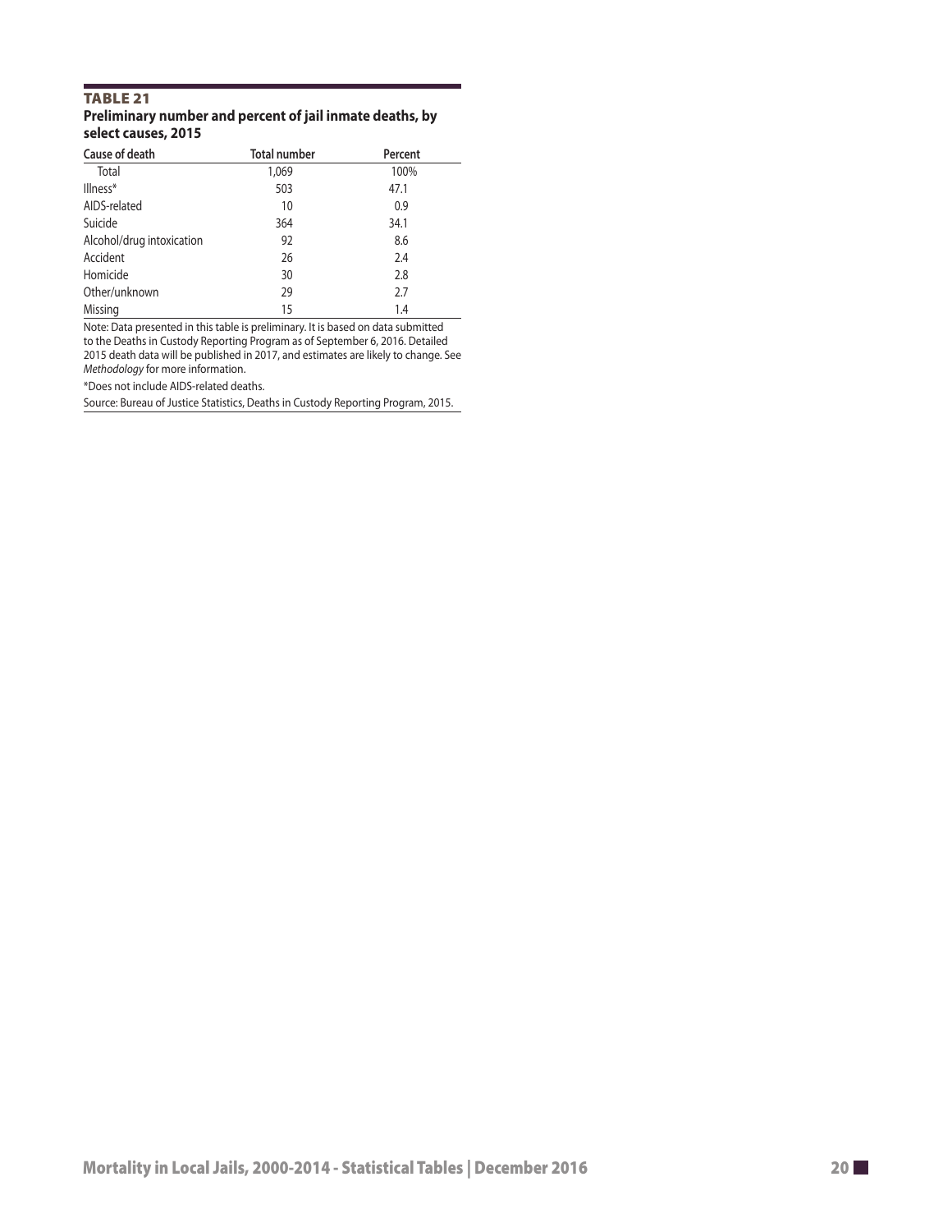**TABLE 21**

**Preliminary number and percent of jail inmate deaths, by select causes, 2015**

| Cause of death | Total number | Percent |
|---|---|---|
| Total | 1,069 | 100% |
| Illness* | 503 | 47.1 |
| AIDS-related | 10 | 0.9 |
| Suicide | 364 | 34.1 |
| Alcohol/drug intoxication | 92 | 8.6 |
| Accident | 26 | 2.4 |
| Homicide | 30 | 2.8 |
| Other/unknown | 29 | 2.7 |
| Missing | 15 | 1.4 |

Note: Data presented in this table is preliminary. It is based on data submitted to the Deaths in Custody Reporting Program as of September 6, 2016. Detailed 2015 death data will be published in 2017, and estimates are likely to change. See *Methodology* for more information.

*Does not include AIDS-related deaths.

Source: Bureau of Justice Statistics, Deaths in Custody Reporting Program, 2015.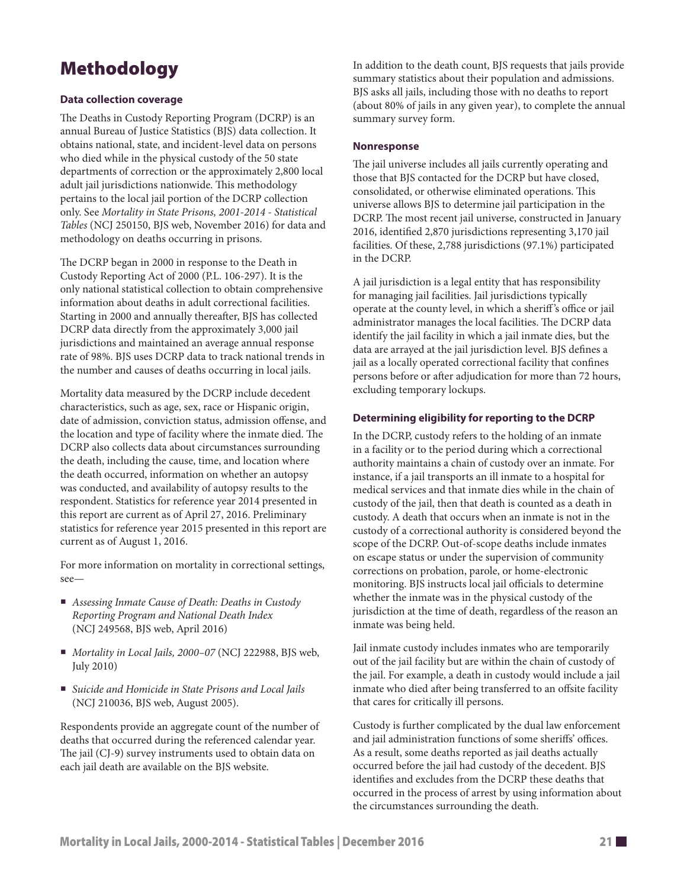# Methodology

### Data collection coverage

The Deaths in Custody Reporting Program (DCRP) is an annual Bureau of Justice Statistics (BJS) data collection. It obtains national, state, and incident-level data on persons who died while in the physical custody of the 50 state departments of correction or the approximately 2,800 local adult jail jurisdictions nationwide. This methodology pertains to the local jail portion of the DCRP collection only. See *Mortality in State Prisons, 2001-2014 - Statistical Tables* (NCJ 250150, BJS web, November 2016) for data and methodology on deaths occurring in prisons.

The DCRP began in 2000 in response to the Death in Custody Reporting Act of 2000 (P.L. 106-297). It is the only national statistical collection to obtain comprehensive information about deaths in adult correctional facilities. Starting in 2000 and annually thereafter, BJS has collected DCRP data directly from the approximately 3,000 jail jurisdictions and maintained an average annual response rate of 98%. BJS uses DCRP data to track national trends in the number and causes of deaths occurring in local jails.

Mortality data measured by the DCRP include decedent characteristics, such as age, sex, race or Hispanic origin, date of admission, conviction status, admission offense, and the location and type of facility where the inmate died. The DCRP also collects data about circumstances surrounding the death, including the cause, time, and location where the death occurred, information on whether an autopsy was conducted, and availability of autopsy results to the respondent. Statistics for reference year 2014 presented in this report are current as of April 27, 2016. Preliminary statistics for reference year 2015 presented in this report are current as of August 1, 2016.

For more information on mortality in correctional settings, see—

- *Assessing Inmate Cause of Death: Deaths in Custody Reporting Program and National Death Index* (NCJ 249568, BJS web, April 2016)
- *Mortality in Local Jails, 2000–07* (NCJ 222988, BJS web, July 2010)
- *Suicide and Homicide in State Prisons and Local Jails* (NCJ 210036, BJS web, August 2005).

Respondents provide an aggregate count of the number of deaths that occurred during the referenced calendar year. The jail (CJ-9) survey instruments used to obtain data on each jail death are available on the BJS website.

In addition to the death count, BJS requests that jails provide summary statistics about their population and admissions. BJS asks all jails, including those with no deaths to report (about 80% of jails in any given year), to complete the annual summary survey form.

### Nonresponse

The jail universe includes all jails currently operating and those that BJS contacted for the DCRP but have closed, consolidated, or otherwise eliminated operations. This universe allows BJS to determine jail participation in the DCRP. The most recent jail universe, constructed in January 2016, identified 2,870 jurisdictions representing 3,170 jail facilities. Of these, 2,788 jurisdictions (97.1%) participated in the DCRP.

A jail jurisdiction is a legal entity that has responsibility for managing jail facilities. Jail jurisdictions typically operate at the county level, in which a sheriff's office or jail administrator manages the local facilities. The DCRP data identify the jail facility in which a jail inmate dies, but the data are arrayed at the jail jurisdiction level. BJS defines a jail as a locally operated correctional facility that confines persons before or after adjudication for more than 72 hours, excluding temporary lockups.

### Determining eligibility for reporting to the DCRP

In the DCRP, custody refers to the holding of an inmate in a facility or to the period during which a correctional authority maintains a chain of custody over an inmate. For instance, if a jail transports an ill inmate to a hospital for medical services and that inmate dies while in the chain of custody of the jail, then that death is counted as a death in custody. A death that occurs when an inmate is not in the custody of a correctional authority is considered beyond the scope of the DCRP. Out-of-scope deaths include inmates on escape status or under the supervision of community corrections on probation, parole, or home-electronic monitoring. BJS instructs local jail officials to determine whether the inmate was in the physical custody of the jurisdiction at the time of death, regardless of the reason an inmate was being held.

Jail inmate custody includes inmates who are temporarily out of the jail facility but are within the chain of custody of the jail. For example, a death in custody would include a jail inmate who died after being transferred to an offsite facility that cares for critically ill persons.

Custody is further complicated by the dual law enforcement and jail administration functions of some sheriffs' offices. As a result, some deaths reported as jail deaths actually occurred before the jail had custody of the decedent. BJS identifies and excludes from the DCRP these deaths that occurred in the process of arrest by using information about the circumstances surrounding the death.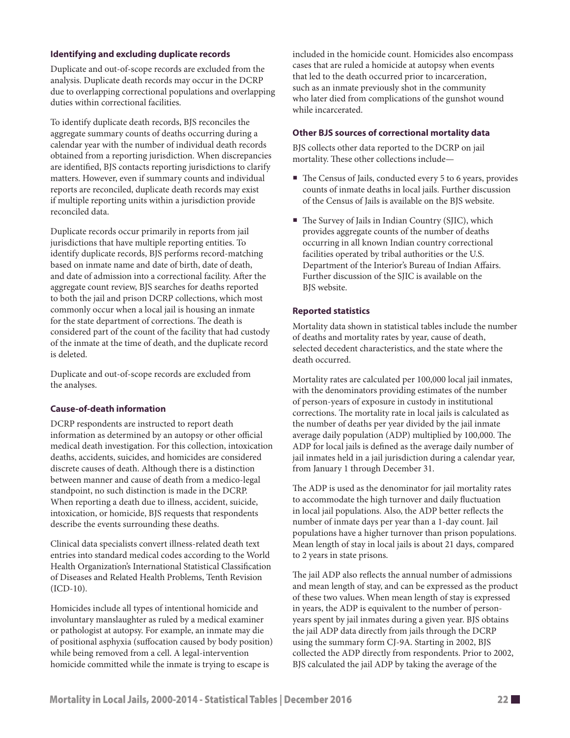### Identifying and excluding duplicate records

Duplicate and out-of-scope records are excluded from the analysis. Duplicate death records may occur in the DCRP due to overlapping correctional populations and overlapping duties within correctional facilities.

To identify duplicate death records, BJS reconciles the aggregate summary counts of deaths occurring during a calendar year with the number of individual death records obtained from a reporting jurisdiction. When discrepancies are identified, BJS contacts reporting jurisdictions to clarify matters. However, even if summary counts and individual reports are reconciled, duplicate death records may exist if multiple reporting units within a jurisdiction provide reconciled data.

Duplicate records occur primarily in reports from jail jurisdictions that have multiple reporting entities. To identify duplicate records, BJS performs record-matching based on inmate name and date of birth, date of death, and date of admission into a correctional facility. After the aggregate count review, BJS searches for deaths reported to both the jail and prison DCRP collections, which most commonly occur when a local jail is housing an inmate for the state department of corrections. The death is considered part of the count of the facility that had custody of the inmate at the time of death, and the duplicate record is deleted.

Duplicate and out-of-scope records are excluded from the analyses.

### Cause-of-death information

DCRP respondents are instructed to report death information as determined by an autopsy or other official medical death investigation. For this collection, intoxication deaths, accidents, suicides, and homicides are considered discrete causes of death. Although there is a distinction between manner and cause of death from a medico-legal standpoint, no such distinction is made in the DCRP. When reporting a death due to illness, accident, suicide, intoxication, or homicide, BJS requests that respondents describe the events surrounding these deaths.

Clinical data specialists convert illness-related death text entries into standard medical codes according to the World Health Organization's International Statistical Classification of Diseases and Related Health Problems, Tenth Revision (ICD-10).

Homicides include all types of intentional homicide and involuntary manslaughter as ruled by a medical examiner or pathologist at autopsy. For example, an inmate may die of positional asphyxia (suffocation caused by body position) while being removed from a cell. A legal-intervention homicide committed while the inmate is trying to escape is included in the homicide count. Homicides also encompass cases that are ruled a homicide at autopsy when events that led to the death occurred prior to incarceration, such as an inmate previously shot in the community who later died from complications of the gunshot wound while incarcerated.

### Other BJS sources of correctional mortality data

BJS collects other data reported to the DCRP on jail mortality. These other collections include—

- The Census of Jails, conducted every 5 to 6 years, provides counts of inmate deaths in local jails. Further discussion of the Census of Jails is available on the BJS website.
- The Survey of Jails in Indian Country (SJIC), which provides aggregate counts of the number of deaths occurring in all known Indian country correctional facilities operated by tribal authorities or the U.S. Department of the Interior's Bureau of Indian Affairs. Further discussion of the SJIC is available on the BJS website.

### Reported statistics

Mortality data shown in statistical tables include the number of deaths and mortality rates by year, cause of death, selected decedent characteristics, and the state where the death occurred.

Mortality rates are calculated per 100,000 local jail inmates, with the denominators providing estimates of the number of person-years of exposure in custody in institutional corrections. The mortality rate in local jails is calculated as the number of deaths per year divided by the jail inmate average daily population (ADP) multiplied by 100,000. The ADP for local jails is defined as the average daily number of jail inmates held in a jail jurisdiction during a calendar year, from January 1 through December 31.

The ADP is used as the denominator for jail mortality rates to accommodate the high turnover and daily fluctuation in local jail populations. Also, the ADP better reflects the number of inmate days per year than a 1-day count. Jail populations have a higher turnover than prison populations. Mean length of stay in local jails is about 21 days, compared to 2 years in state prisons.

The jail ADP also reflects the annual number of admissions and mean length of stay, and can be expressed as the product of these two values. When mean length of stay is expressed in years, the ADP is equivalent to the number of person-years spent by jail inmates during a given year. BJS obtains the jail ADP data directly from jails through the DCRP using the summary form CJ-9A. Starting in 2002, BJS collected the ADP directly from respondents. Prior to 2002, BJS calculated the jail ADP by taking the average of the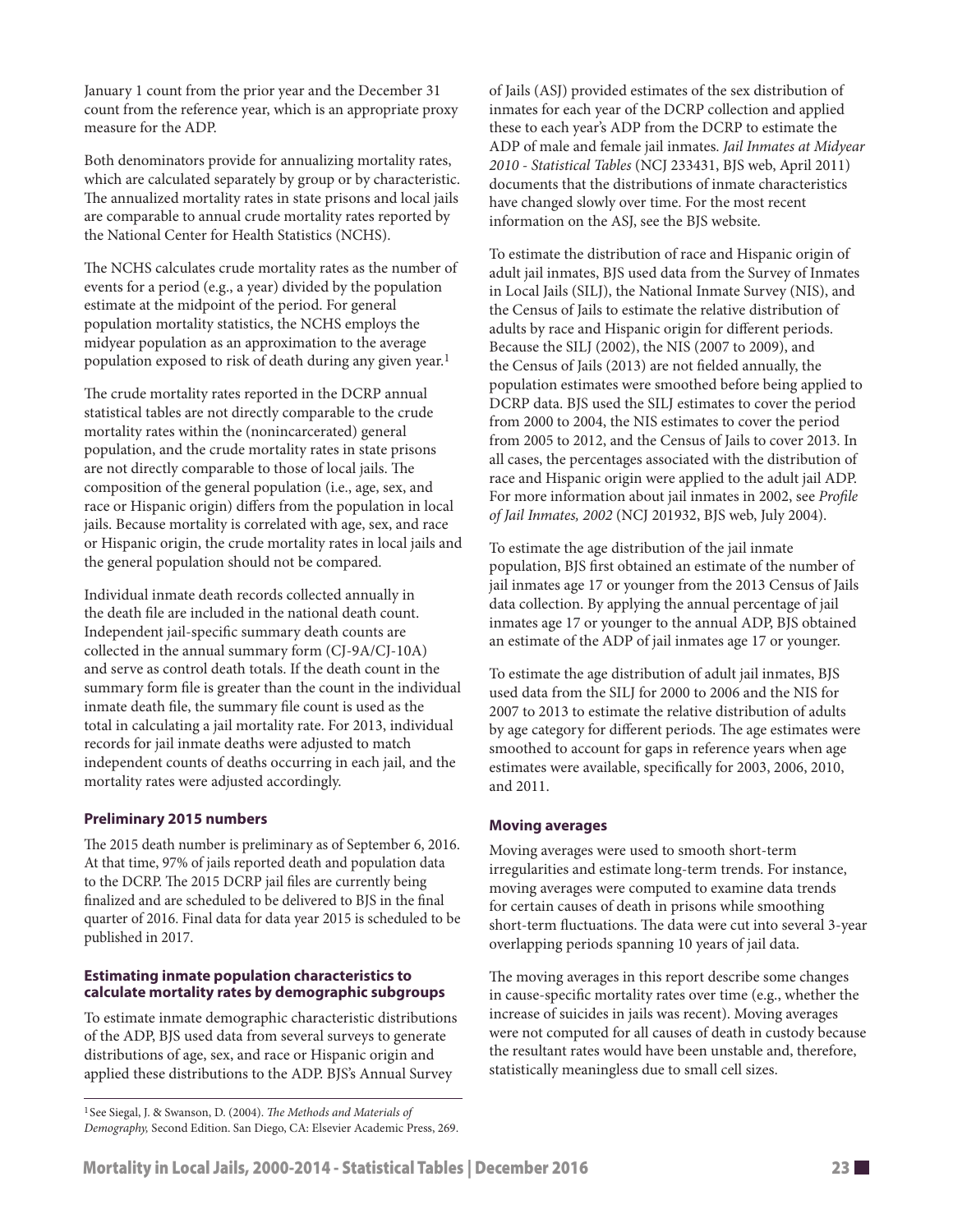January 1 count from the prior year and the December 31 count from the reference year, which is an appropriate proxy measure for the ADP.

Both denominators provide for annualizing mortality rates, which are calculated separately by group or by characteristic. The annualized mortality rates in state prisons and local jails are comparable to annual crude mortality rates reported by the National Center for Health Statistics (NCHS).

The NCHS calculates crude mortality rates as the number of events for a period (e.g., a year) divided by the population estimate at the midpoint of the period. For general population mortality statistics, the NCHS employs the midyear population as an approximation to the average population exposed to risk of death during any given year.[1]

The crude mortality rates reported in the DCRP annual statistical tables are not directly comparable to the crude mortality rates within the (nonincarcerated) general population, and the crude mortality rates in state prisons are not directly comparable to those of local jails. The composition of the general population (i.e., age, sex, and race or Hispanic origin) differs from the population in local jails. Because mortality is correlated with age, sex, and race or Hispanic origin, the crude mortality rates in local jails and the general population should not be compared.

Individual inmate death records collected annually in the death file are included in the national death count. Independent jail-specific summary death counts are collected in the annual summary form (CJ-9A/CJ-10A) and serve as control death totals. If the death count in the summary form file is greater than the count in the individual inmate death file, the summary file count is used as the total in calculating a jail mortality rate. For 2013, individual records for jail inmate deaths were adjusted to match independent counts of deaths occurring in each jail, and the mortality rates were adjusted accordingly.

**Preliminary 2015 numbers**

The 2015 death number is preliminary as of September 6, 2016. At that time, 97% of jails reported death and population data to the DCRP. The 2015 DCRP jail files are currently being finalized and are scheduled to be delivered to BJS in the final quarter of 2016. Final data for data year 2015 is scheduled to be published in 2017.

**Estimating inmate population characteristics to calculate mortality rates by demographic subgroups**

To estimate inmate demographic characteristic distributions of the ADP, BJS used data from several surveys to generate distributions of age, sex, and race or Hispanic origin and applied these distributions to the ADP. BJS's Annual Survey of Jails (ASJ) provided estimates of the sex distribution of inmates for each year of the DCRP collection and applied these to each year's ADP from the DCRP to estimate the ADP of male and female jail inmates. *Jail Inmates at Midyear 2010 - Statistical Tables* (NCJ 233431, BJS web, April 2011) documents that the distributions of inmate characteristics have changed slowly over time. For the most recent information on the ASJ, see the BJS website.

To estimate the distribution of race and Hispanic origin of adult jail inmates, BJS used data from the Survey of Inmates in Local Jails (SILJ), the National Inmate Survey (NIS), and the Census of Jails to estimate the relative distribution of adults by race and Hispanic origin for different periods. Because the SILJ (2002), the NIS (2007 to 2009), and the Census of Jails (2013) are not fielded annually, the population estimates were smoothed before being applied to DCRP data. BJS used the SILJ estimates to cover the period from 2000 to 2004, the NIS estimates to cover the period from 2005 to 2012, and the Census of Jails to cover 2013. In all cases, the percentages associated with the distribution of race and Hispanic origin were applied to the adult jail ADP. For more information about jail inmates in 2002, see *Profile of Jail Inmates, 2002* (NCJ 201932, BJS web, July 2004).

To estimate the age distribution of the jail inmate population, BJS first obtained an estimate of the number of jail inmates age 17 or younger from the 2013 Census of Jails data collection. By applying the annual percentage of jail inmates age 17 or younger to the annual ADP, BJS obtained an estimate of the ADP of jail inmates age 17 or younger.

To estimate the age distribution of adult jail inmates, BJS used data from the SILJ for 2000 to 2006 and the NIS for 2007 to 2013 to estimate the relative distribution of adults by age category for different periods. The age estimates were smoothed to account for gaps in reference years when age estimates were available, specifically for 2003, 2006, 2010, and 2011.

**Moving averages**

Moving averages were used to smooth short-term irregularities and estimate long-term trends. For instance, moving averages were computed to examine data trends for certain causes of death in prisons while smoothing short-term fluctuations. The data were cut into several 3-year overlapping periods spanning 10 years of jail data.

The moving averages in this report describe some changes in cause-specific mortality rates over time (e.g., whether the increase of suicides in jails was recent). Moving averages were not computed for all causes of death in custody because the resultant rates would have been unstable and, therefore, statistically meaningless due to small cell sizes.

---

[1]See Siegal, J. & Swanson, D. (2004). *The Methods and Materials of Demography,* Second Edition. San Diego, CA: Elsevier Academic Press, 269.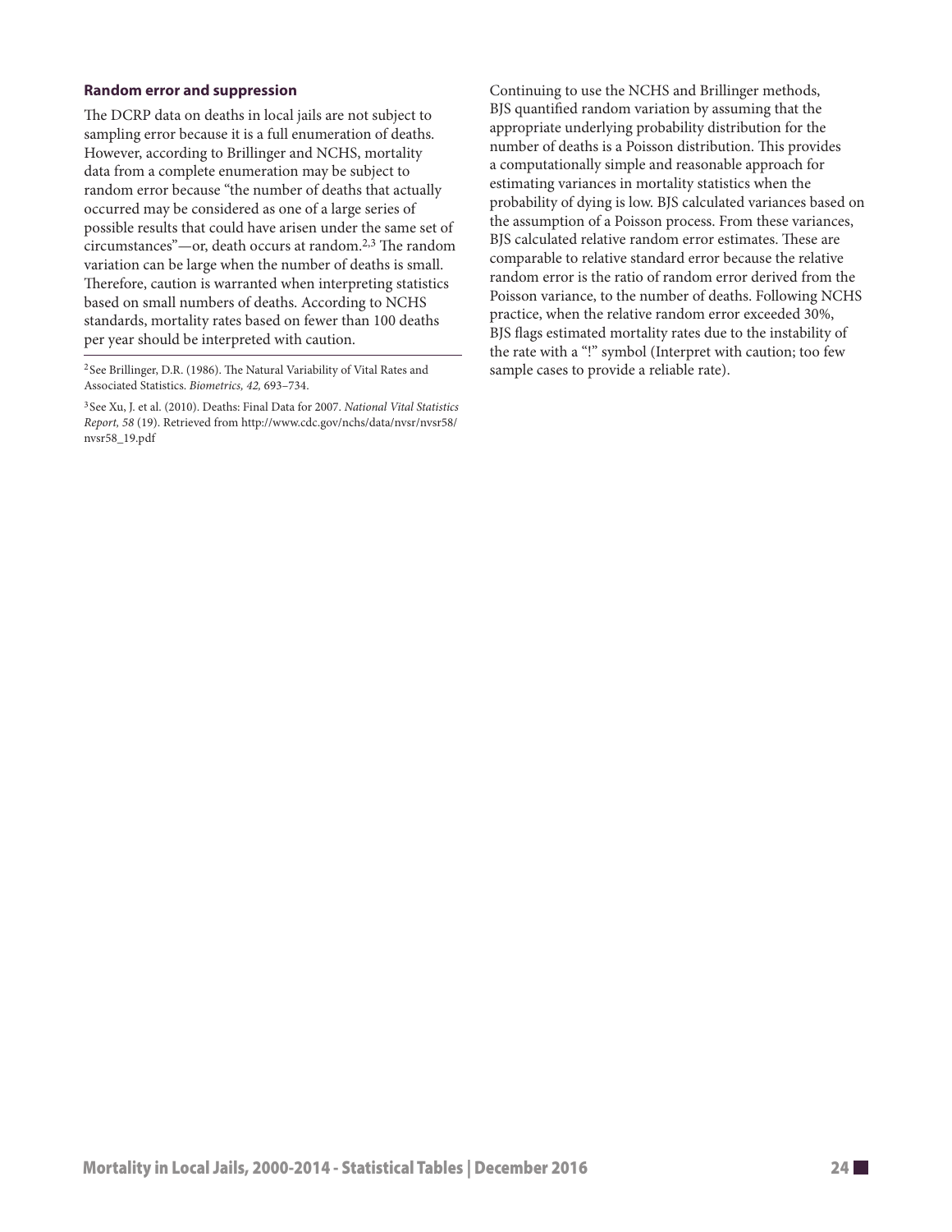### Random error and suppression

The DCRP data on deaths in local jails are not subject to sampling error because it is a full enumeration of deaths. However, according to Brillinger and NCHS, mortality data from a complete enumeration may be subject to random error because "the number of deaths that actually occurred may be considered as one of a large series of possible results that could have arisen under the same set of circumstances"—or, death occurs at random.[2,3] The random variation can be large when the number of deaths is small. Therefore, caution is warranted when interpreting statistics based on small numbers of deaths. According to NCHS standards, mortality rates based on fewer than 100 deaths per year should be interpreted with caution.

[2]See Brillinger, D.R. (1986). The Natural Variability of Vital Rates and Associated Statistics. *Biometrics, 42,* 693–734.

[3]See Xu, J. et al. (2010). Deaths: Final Data for 2007. *National Vital Statistics Report, 58* (19). Retrieved from http://www.cdc.gov/nchs/data/nvsr/nvsr58/nvsr58_19.pdf

Continuing to use the NCHS and Brillinger methods, BJS quantified random variation by assuming that the appropriate underlying probability distribution for the number of deaths is a Poisson distribution. This provides a computationally simple and reasonable approach for estimating variances in mortality statistics when the probability of dying is low. BJS calculated variances based on the assumption of a Poisson process. From these variances, BJS calculated relative random error estimates. These are comparable to relative standard error because the relative random error is the ratio of random error derived from the Poisson variance, to the number of deaths. Following NCHS practice, when the relative random error exceeded 30%, BJS flags estimated mortality rates due to the instability of the rate with a "!" symbol (Interpret with caution; too few sample cases to provide a reliable rate).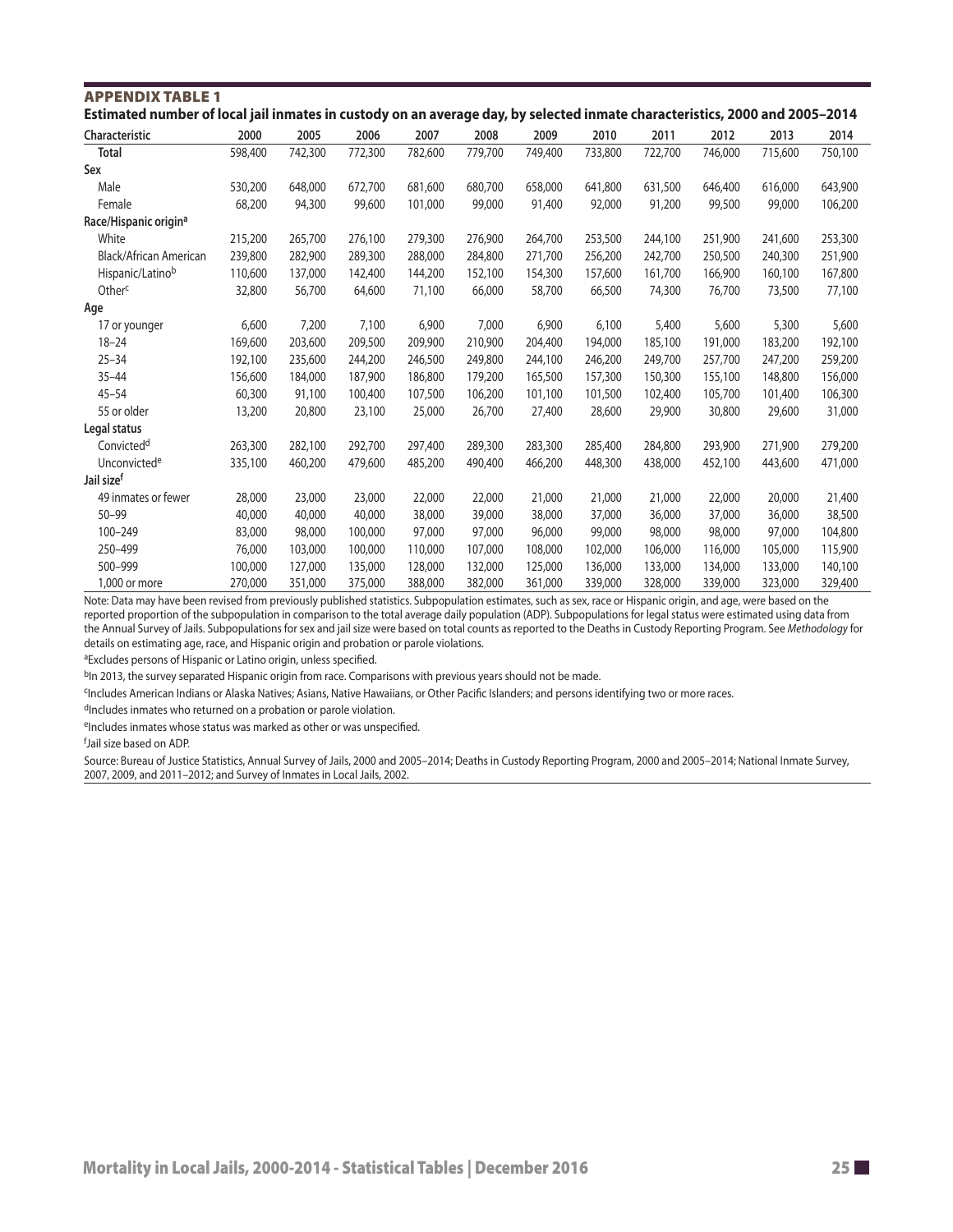## APPENDIX TABLE 1

**Estimated number of local jail inmates in custody on an average day, by selected inmate characteristics, 2000 and 2005–2014**

| Characteristic | 2000 | 2005 | 2006 | 2007 | 2008 | 2009 | 2010 | 2011 | 2012 | 2013 | 2014 |
|---|---|---|---|---|---|---|---|---|---|---|---|
| **Total** | 598,400 | 742,300 | 772,300 | 782,600 | 779,700 | 749,400 | 733,800 | 722,700 | 746,000 | 715,600 | 750,100 |
| **Sex** | | | | | | | | | | | |
| Male | 530,200 | 648,000 | 672,700 | 681,600 | 680,700 | 658,000 | 641,800 | 631,500 | 646,400 | 616,000 | 643,900 |
| Female | 68,200 | 94,300 | 99,600 | 101,000 | 99,000 | 91,400 | 92,000 | 91,200 | 99,500 | 99,000 | 106,200 |
| **Race/Hispanic origin[a]** | | | | | | | | | | | |
| White | 215,200 | 265,700 | 276,100 | 279,300 | 276,900 | 264,700 | 253,500 | 244,100 | 251,900 | 241,600 | 253,300 |
| Black/African American | 239,800 | 282,900 | 289,300 | 288,000 | 284,800 | 271,700 | 256,200 | 242,700 | 250,500 | 240,300 | 251,900 |
| Hispanic/Latino[b] | 110,600 | 137,000 | 142,400 | 144,200 | 152,100 | 154,300 | 157,600 | 161,700 | 166,900 | 160,100 | 167,800 |
| Other[c] | 32,800 | 56,700 | 64,600 | 71,100 | 66,000 | 58,700 | 66,500 | 74,300 | 76,700 | 73,500 | 77,100 |
| **Age** | | | | | | | | | | | |
| 17 or younger | 6,600 | 7,200 | 7,100 | 6,900 | 7,000 | 6,900 | 6,100 | 5,400 | 5,600 | 5,300 | 5,600 |
| 18–24 | 169,600 | 203,600 | 209,500 | 209,900 | 210,900 | 204,400 | 194,000 | 185,100 | 191,000 | 183,200 | 192,100 |
| 25–34 | 192,100 | 235,600 | 244,200 | 246,500 | 249,800 | 244,100 | 246,200 | 249,700 | 257,700 | 247,200 | 259,200 |
| 35–44 | 156,600 | 184,000 | 187,900 | 186,800 | 179,200 | 165,500 | 157,300 | 150,300 | 155,100 | 148,800 | 156,000 |
| 45–54 | 60,300 | 91,100 | 100,400 | 107,500 | 106,200 | 101,100 | 101,500 | 102,400 | 105,700 | 101,400 | 106,300 |
| 55 or older | 13,200 | 20,800 | 23,100 | 25,000 | 26,700 | 27,400 | 28,600 | 29,900 | 30,800 | 29,600 | 31,000 |
| **Legal status** | | | | | | | | | | | |
| Convicted[d] | 263,300 | 282,100 | 292,700 | 297,400 | 289,300 | 283,300 | 285,400 | 284,800 | 293,900 | 271,900 | 279,200 |
| Unconvicted[e] | 335,100 | 460,200 | 479,600 | 485,200 | 490,400 | 466,200 | 448,300 | 438,000 | 452,100 | 443,600 | 471,000 |
| **Jail size[f]** | | | | | | | | | | | |
| 49 inmates or fewer | 28,000 | 23,000 | 23,000 | 22,000 | 22,000 | 21,000 | 21,000 | 21,000 | 22,000 | 20,000 | 21,400 |
| 50–99 | 40,000 | 40,000 | 40,000 | 38,000 | 39,000 | 38,000 | 37,000 | 36,000 | 37,000 | 36,000 | 38,500 |
| 100–249 | 83,000 | 98,000 | 100,000 | 97,000 | 97,000 | 96,000 | 99,000 | 98,000 | 98,000 | 97,000 | 104,800 |
| 250–499 | 76,000 | 103,000 | 100,000 | 110,000 | 107,000 | 108,000 | 102,000 | 106,000 | 116,000 | 105,000 | 115,900 |
| 500–999 | 100,000 | 127,000 | 135,000 | 128,000 | 132,000 | 125,000 | 136,000 | 133,000 | 134,000 | 133,000 | 140,100 |
| 1,000 or more | 270,000 | 351,000 | 375,000 | 388,000 | 382,000 | 361,000 | 339,000 | 328,000 | 339,000 | 323,000 | 329,400 |

Note: Data may have been revised from previously published statistics. Subpopulation estimates, such as sex, race or Hispanic origin, and age, were based on the reported proportion of the subpopulation in comparison to the total average daily population (ADP). Subpopulations for legal status were estimated using data from the Annual Survey of Jails. Subpopulations for sex and jail size were based on total counts as reported to the Deaths in Custody Reporting Program. See *Methodology* for details on estimating age, race, and Hispanic origin and probation or parole violations.

[a]Excludes persons of Hispanic or Latino origin, unless specified.

[b]In 2013, the survey separated Hispanic origin from race. Comparisons with previous years should not be made.

[c]Includes American Indians or Alaska Natives; Asians, Native Hawaiians, or Other Pacific Islanders; and persons identifying two or more races.

[d]Includes inmates who returned on a probation or parole violation.

[e]Includes inmates whose status was marked as other or was unspecified.

[f]Jail size based on ADP.

Source: Bureau of Justice Statistics, Annual Survey of Jails, 2000 and 2005–2014; Deaths in Custody Reporting Program, 2000 and 2005–2014; National Inmate Survey, 2007, 2009, and 2011–2012; and Survey of Inmates in Local Jails, 2002.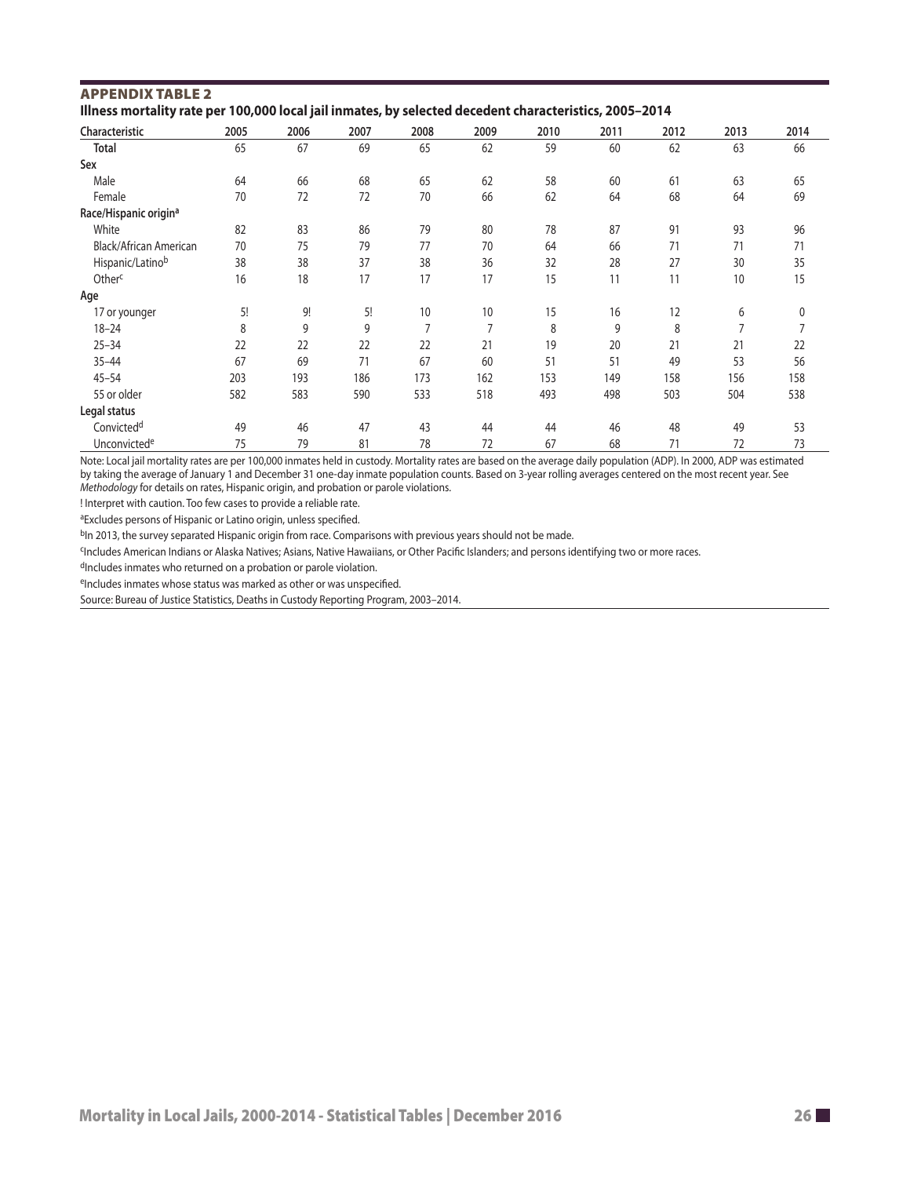## APPENDIX TABLE 2

**Illness mortality rate per 100,000 local jail inmates, by selected decedent characteristics, 2005–2014**

| Characteristic | 2005 | 2006 | 2007 | 2008 | 2009 | 2010 | 2011 | 2012 | 2013 | 2014 |
|---|---|---|---|---|---|---|---|---|---|---|
| **Total** | 65 | 67 | 69 | 65 | 62 | 59 | 60 | 62 | 63 | 66 |
| **Sex** | | | | | | | | | | |
| Male | 64 | 66 | 68 | 65 | 62 | 58 | 60 | 61 | 63 | 65 |
| Female | 70 | 72 | 72 | 70 | 66 | 62 | 64 | 68 | 64 | 69 |
| **Race/Hispanic origin[a]** | | | | | | | | | | |
| White | 82 | 83 | 86 | 79 | 80 | 78 | 87 | 91 | 93 | 96 |
| Black/African American | 70 | 75 | 79 | 77 | 70 | 64 | 66 | 71 | 71 | 71 |
| Hispanic/Latino[b] | 38 | 38 | 37 | 38 | 36 | 32 | 28 | 27 | 30 | 35 |
| Other[c] | 16 | 18 | 17 | 17 | 17 | 15 | 11 | 11 | 10 | 15 |
| **Age** | | | | | | | | | | |
| 17 or younger | 5! | 9! | 5! | 10 | 10 | 15 | 16 | 12 | 6 | 0 |
| 18–24 | 8 | 9 | 9 | 7 | 7 | 8 | 9 | 8 | 7 | 7 |
| 25–34 | 22 | 22 | 22 | 22 | 21 | 19 | 20 | 21 | 21 | 22 |
| 35–44 | 67 | 69 | 71 | 67 | 60 | 51 | 51 | 49 | 53 | 56 |
| 45–54 | 203 | 193 | 186 | 173 | 162 | 153 | 149 | 158 | 156 | 158 |
| 55 or older | 582 | 583 | 590 | 533 | 518 | 493 | 498 | 503 | 504 | 538 |
| **Legal status** | | | | | | | | | | |
| Convicted[d] | 49 | 46 | 47 | 43 | 44 | 44 | 46 | 48 | 49 | 53 |
| Unconvicted[e] | 75 | 79 | 81 | 78 | 72 | 67 | 68 | 71 | 72 | 73 |

Note: Local jail mortality rates are per 100,000 inmates held in custody. Mortality rates are based on the average daily population (ADP). In 2000, ADP was estimated by taking the average of January 1 and December 31 one-day inmate population counts. Based on 3-year rolling averages centered on the most recent year. See *Methodology* for details on rates, Hispanic origin, and probation or parole violations.

! Interpret with caution. Too few cases to provide a reliable rate.

[a]Excludes persons of Hispanic or Latino origin, unless specified.

[b]In 2013, the survey separated Hispanic origin from race. Comparisons with previous years should not be made.

[c]Includes American Indians or Alaska Natives; Asians, Native Hawaiians, or Other Pacific Islanders; and persons identifying two or more races.

[d]Includes inmates who returned on a probation or parole violation.

[e]Includes inmates whose status was marked as other or was unspecified.

Source: Bureau of Justice Statistics, Deaths in Custody Reporting Program, 2003–2014.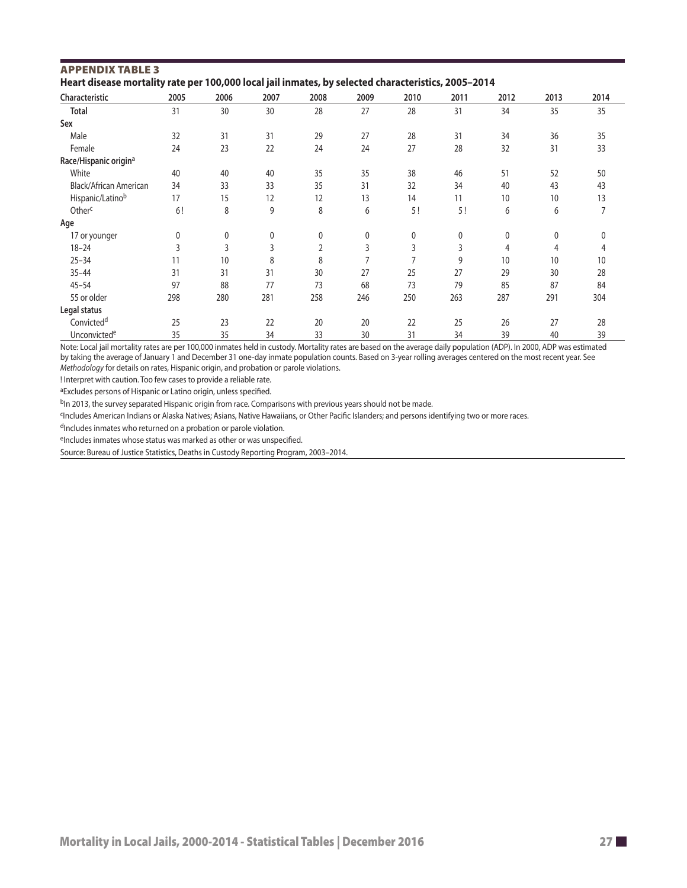## APPENDIX TABLE 3

**Heart disease mortality rate per 100,000 local jail inmates, by selected characteristics, 2005–2014**

| Characteristic | 2005 | 2006 | 2007 | 2008 | 2009 | 2010 | 2011 | 2012 | 2013 | 2014 |
|---|---|---|---|---|---|---|---|---|---|---|
| **Total** | 31 | 30 | 30 | 28 | 27 | 28 | 31 | 34 | 35 | 35 |
| **Sex** | | | | | | | | | | |
| Male | 32 | 31 | 31 | 29 | 27 | 28 | 31 | 34 | 36 | 35 |
| Female | 24 | 23 | 22 | 24 | 24 | 27 | 28 | 32 | 31 | 33 |
| **Race/Hispanic origin[a]** | | | | | | | | | | |
| White | 40 | 40 | 40 | 35 | 35 | 38 | 46 | 51 | 52 | 50 |
| Black/African American | 34 | 33 | 33 | 35 | 31 | 32 | 34 | 40 | 43 | 43 |
| Hispanic/Latino[b] | 17 | 15 | 12 | 12 | 13 | 14 | 11 | 10 | 10 | 13 |
| Other[c] | 6 ! | 8 | 9 | 8 | 6 | 5 ! | 5 ! | 6 | 6 | 7 |
| **Age** | | | | | | | | | | |
| 17 or younger | 0 | 0 | 0 | 0 | 0 | 0 | 0 | 0 | 0 | 0 |
| 18–24 | 3 | 3 | 3 | 2 | 3 | 3 | 3 | 4 | 4 | 4 |
| 25–34 | 11 | 10 | 8 | 8 | 7 | 7 | 9 | 10 | 10 | 10 |
| 35–44 | 31 | 31 | 31 | 30 | 27 | 25 | 27 | 29 | 30 | 28 |
| 45–54 | 97 | 88 | 77 | 73 | 68 | 73 | 79 | 85 | 87 | 84 |
| 55 or older | 298 | 280 | 281 | 258 | 246 | 250 | 263 | 287 | 291 | 304 |
| **Legal status** | | | | | | | | | | |
| Convicted[d] | 25 | 23 | 22 | 20 | 20 | 22 | 25 | 26 | 27 | 28 |
| Unconvicted[e] | 35 | 35 | 34 | 33 | 30 | 31 | 34 | 39 | 40 | 39 |

Note: Local jail mortality rates are per 100,000 inmates held in custody. Mortality rates are based on the average daily population (ADP). In 2000, ADP was estimated by taking the average of January 1 and December 31 one-day inmate population counts. Based on 3-year rolling averages centered on the most recent year. See *Methodology* for details on rates, Hispanic origin, and probation or parole violations.

! Interpret with caution. Too few cases to provide a reliable rate.

[a]Excludes persons of Hispanic or Latino origin, unless specified.

[b]In 2013, the survey separated Hispanic origin from race. Comparisons with previous years should not be made.

[c]Includes American Indians or Alaska Natives; Asians, Native Hawaiians, or Other Pacific Islanders; and persons identifying two or more races.

[d]Includes inmates who returned on a probation or parole violation.

[e]Includes inmates whose status was marked as other or was unspecified.

Source: Bureau of Justice Statistics, Deaths in Custody Reporting Program, 2003–2014.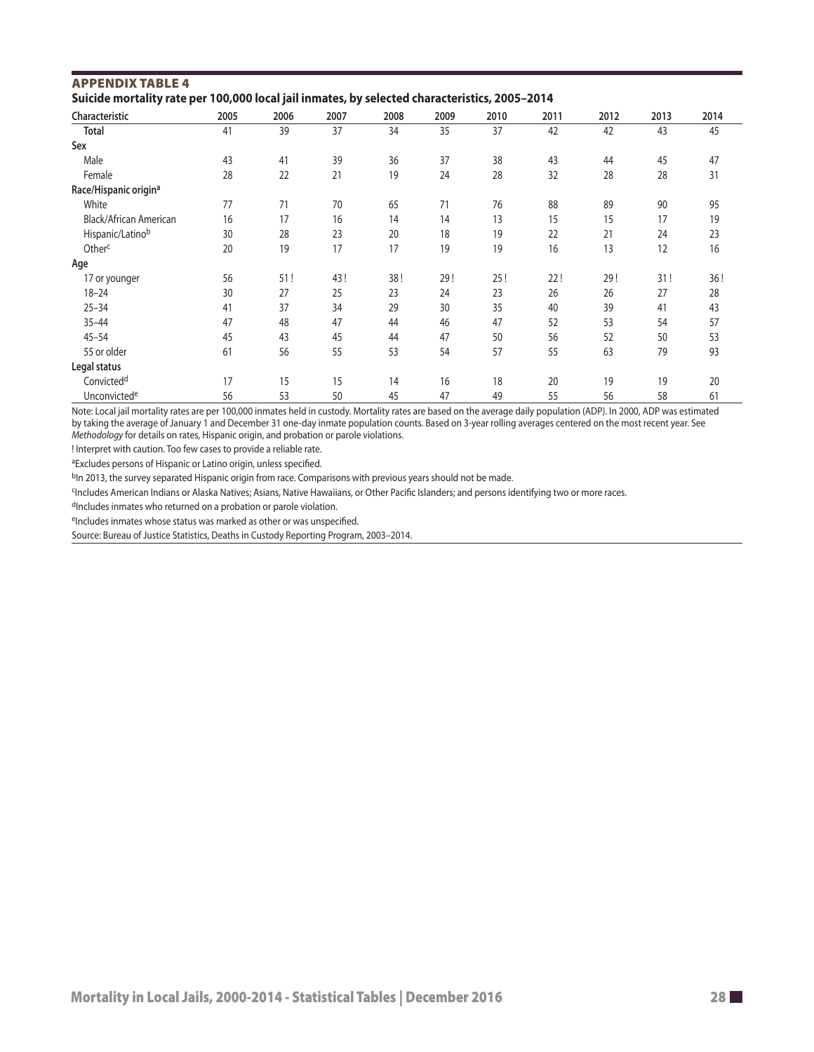## APPENDIX TABLE 4

**Suicide mortality rate per 100,000 local jail inmates, by selected characteristics, 2005–2014**

| Characteristic | 2005 | 2006 | 2007 | 2008 | 2009 | 2010 | 2011 | 2012 | 2013 | 2014 |
|---|---|---|---|---|---|---|---|---|---|---|
| **Total** | 41 | 39 | 37 | 34 | 35 | 37 | 42 | 42 | 43 | 45 |
| **Sex** | | | | | | | | | | |
| Male | 43 | 41 | 39 | 36 | 37 | 38 | 43 | 44 | 45 | 47 |
| Female | 28 | 22 | 21 | 19 | 24 | 28 | 32 | 28 | 28 | 31 |
| **Race/Hispanic origin[a]** | | | | | | | | | | |
| White | 77 | 71 | 70 | 65 | 71 | 76 | 88 | 89 | 90 | 95 |
| Black/African American | 16 | 17 | 16 | 14 | 14 | 13 | 15 | 15 | 17 | 19 |
| Hispanic/Latino[b] | 30 | 28 | 23 | 20 | 18 | 19 | 22 | 21 | 24 | 23 |
| Other[c] | 20 | 19 | 17 | 17 | 19 | 19 | 16 | 13 | 12 | 16 |
| **Age** | | | | | | | | | | |
| 17 or younger | 56 | 51 ! | 43 ! | 38 ! | 29 ! | 25 ! | 22 ! | 29 ! | 31 ! | 36 ! |
| 18–24 | 30 | 27 | 25 | 23 | 24 | 23 | 26 | 26 | 27 | 28 |
| 25–34 | 41 | 37 | 34 | 29 | 30 | 35 | 40 | 39 | 41 | 43 |
| 35–44 | 47 | 48 | 47 | 44 | 46 | 47 | 52 | 53 | 54 | 57 |
| 45–54 | 45 | 43 | 45 | 44 | 47 | 50 | 56 | 52 | 50 | 53 |
| 55 or older | 61 | 56 | 55 | 53 | 54 | 57 | 55 | 63 | 79 | 93 |
| **Legal status** | | | | | | | | | | |
| Convicted[d] | 17 | 15 | 15 | 14 | 16 | 18 | 20 | 19 | 19 | 20 |
| Unconvicted[e] | 56 | 53 | 50 | 45 | 47 | 49 | 55 | 56 | 58 | 61 |

Note: Local jail mortality rates are per 100,000 inmates held in custody. Mortality rates are based on the average daily population (ADP). In 2000, ADP was estimated by taking the average of January 1 and December 31 one-day inmate population counts. Based on 3-year rolling averages centered on the most recent year. See *Methodology* for details on rates, Hispanic origin, and probation or parole violations.

! Interpret with caution. Too few cases to provide a reliable rate.

[a]Excludes persons of Hispanic or Latino origin, unless specified.

[b]In 2013, the survey separated Hispanic origin from race. Comparisons with previous years should not be made.

[c]Includes American Indians or Alaska Natives; Asians, Native Hawaiians, or Other Pacific Islanders; and persons identifying two or more races.

[d]Includes inmates who returned on a probation or parole violation.

[e]Includes inmates whose status was marked as other or was unspecified.

Source: Bureau of Justice Statistics, Deaths in Custody Reporting Program, 2003–2014.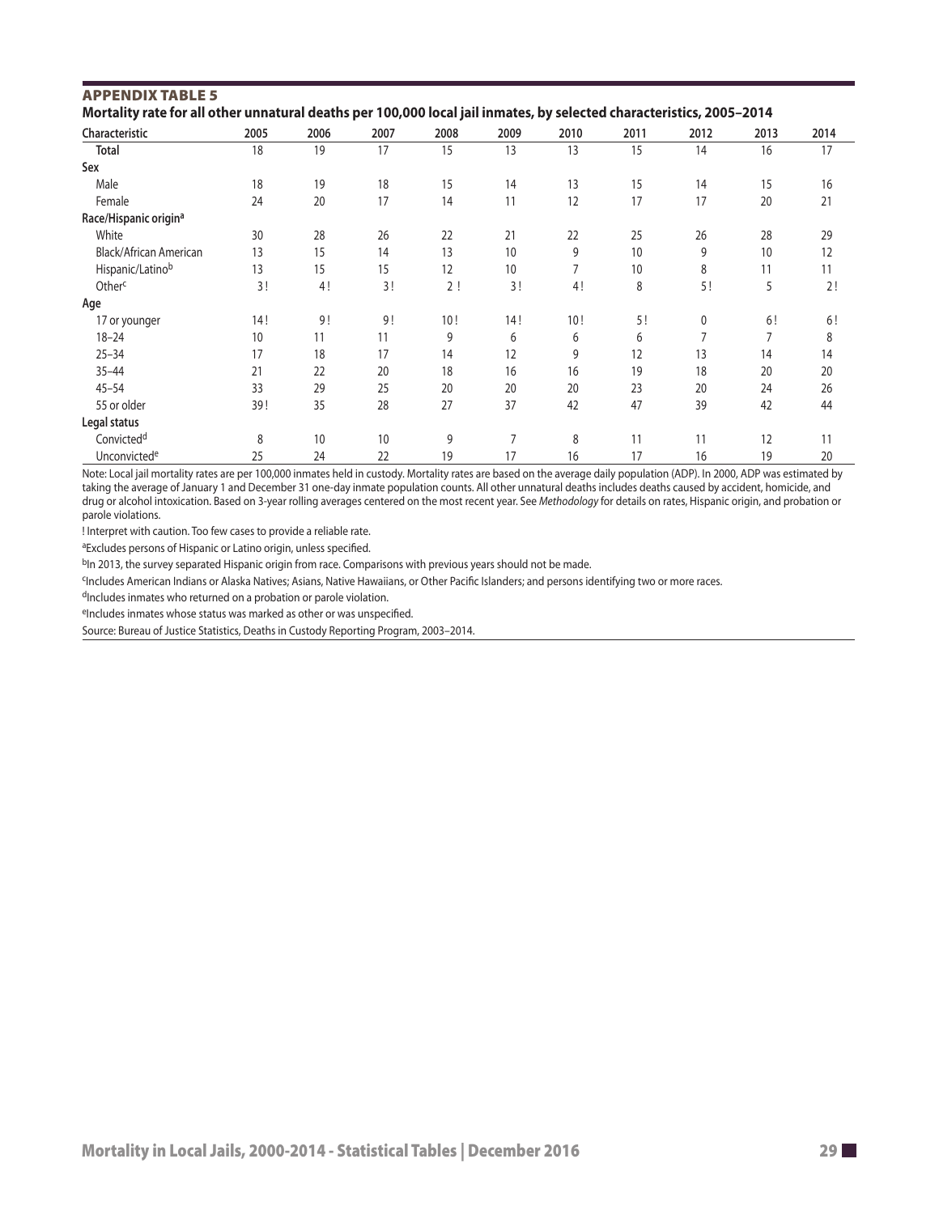## APPENDIX TABLE 5

**Mortality rate for all other unnatural deaths per 100,000 local jail inmates, by selected characteristics, 2005–2014**

| Characteristic | 2005 | 2006 | 2007 | 2008 | 2009 | 2010 | 2011 | 2012 | 2013 | 2014 |
|---|---|---|---|---|---|---|---|---|---|---|
| **Total** | 18 | 19 | 17 | 15 | 13 | 13 | 15 | 14 | 16 | 17 |
| **Sex** | | | | | | | | | | |
| Male | 18 | 19 | 18 | 15 | 14 | 13 | 15 | 14 | 15 | 16 |
| Female | 24 | 20 | 17 | 14 | 11 | 12 | 17 | 17 | 20 | 21 |
| **Race/Hispanic origin[a]** | | | | | | | | | | |
| White | 30 | 28 | 26 | 22 | 21 | 22 | 25 | 26 | 28 | 29 |
| Black/African American | 13 | 15 | 14 | 13 | 10 | 9 | 10 | 9 | 10 | 12 |
| Hispanic/Latino[b] | 13 | 15 | 15 | 12 | 10 | 7 | 10 | 8 | 11 | 11 |
| Other[c] | 3 ! | 4 ! | 3 ! | 2 ! | 3 ! | 4 ! | 8 | 5 ! | 5 | 2 ! |
| **Age** | | | | | | | | | | |
| 17 or younger | 14 ! | 9 ! | 9 ! | 10 ! | 14 ! | 10 ! | 5 ! | 0 | 6 ! | 6 ! |
| 18–24 | 10 | 11 | 11 | 9 | 6 | 6 | 6 | 7 | 7 | 8 |
| 25–34 | 17 | 18 | 17 | 14 | 12 | 9 | 12 | 13 | 14 | 14 |
| 35–44 | 21 | 22 | 20 | 18 | 16 | 16 | 19 | 18 | 20 | 20 |
| 45–54 | 33 | 29 | 25 | 20 | 20 | 20 | 23 | 20 | 24 | 26 |
| 55 or older | 39 ! | 35 | 28 | 27 | 37 | 42 | 47 | 39 | 42 | 44 |
| **Legal status** | | | | | | | | | | |
| Convicted[d] | 8 | 10 | 10 | 9 | 7 | 8 | 11 | 11 | 12 | 11 |
| Unconvicted[e] | 25 | 24 | 22 | 19 | 17 | 16 | 17 | 16 | 19 | 20 |

Note: Local jail mortality rates are per 100,000 inmates held in custody. Mortality rates are based on the average daily population (ADP). In 2000, ADP was estimated by taking the average of January 1 and December 31 one-day inmate population counts. All other unnatural deaths includes deaths caused by accident, homicide, and drug or alcohol intoxication. Based on 3-year rolling averages centered on the most recent year. See *Methodology* for details on rates, Hispanic origin, and probation or parole violations.

! Interpret with caution. Too few cases to provide a reliable rate.

[a]Excludes persons of Hispanic or Latino origin, unless specified.

[b]In 2013, the survey separated Hispanic origin from race. Comparisons with previous years should not be made.

[c]Includes American Indians or Alaska Natives; Asians, Native Hawaiians, or Other Pacific Islanders; and persons identifying two or more races.

[d]Includes inmates who returned on a probation or parole violation.

[e]Includes inmates whose status was marked as other or was unspecified.

Source: Bureau of Justice Statistics, Deaths in Custody Reporting Program, 2003–2014.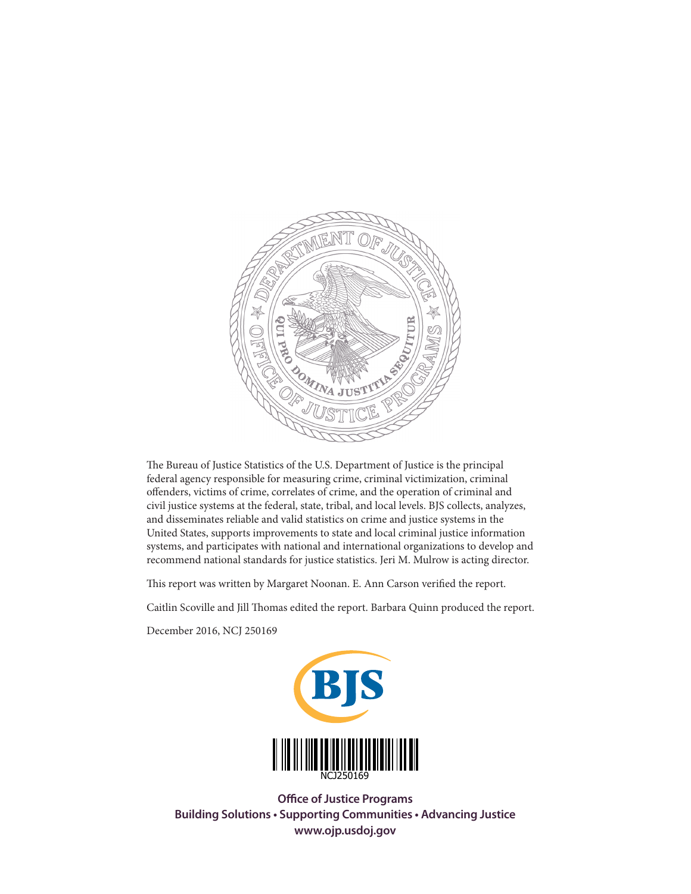The Bureau of Justice Statistics of the U.S. Department of Justice is the principal federal agency responsible for measuring crime, criminal victimization, criminal offenders, victims of crime, correlates of crime, and the operation of criminal and civil justice systems at the federal, state, tribal, and local levels. BJS collects, analyzes, and disseminates reliable and valid statistics on crime and justice systems in the United States, supports improvements to state and local criminal justice information systems, and participates with national and international organizations to develop and recommend national standards for justice statistics. Jeri M. Mulrow is acting director.

This report was written by Margaret Noonan. E. Ann Carson verified the report.

Caitlin Scoville and Jill Thomas edited the report. Barbara Quinn produced the report.

December 2016, NCJ 250169

NCJ250169

**Office of Justice Programs**
**Building Solutions • Supporting Communities • Advancing Justice**
**www.ojp.usdoj.gov**